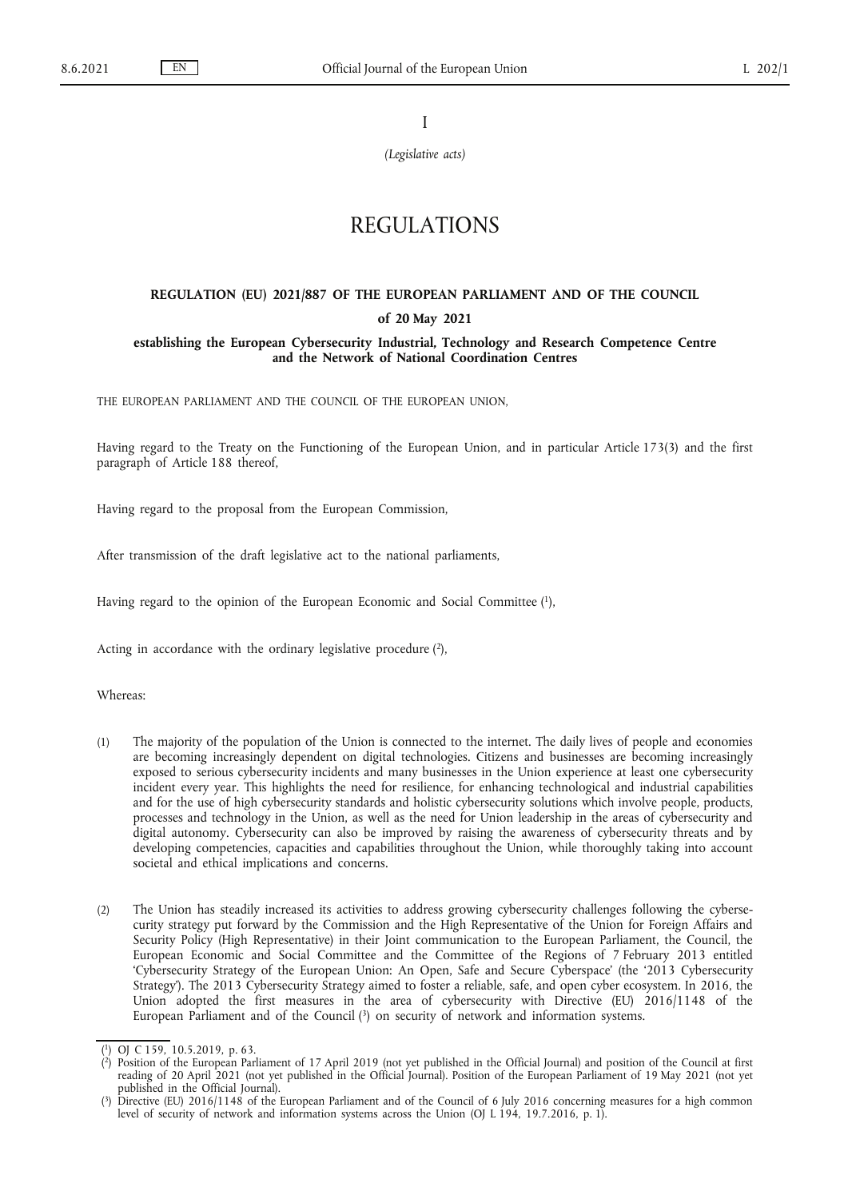I

*(Legislative acts)*

# REGULATIONS

## REGULATION (EU) 2021/887 OF THE EUROPEAN PARLIAMENT AND OF THE COUNCIL

### of 20 May 2021

### establishing the European Cybersecurity Industrial, Technology and Research Competence Centre and the Network of National Coordination Centres

THE EUROPEAN PARLIAMENT AND THE COUNCIL OF THE EUROPEAN UNION,

Having regard to the Treaty on the Functioning of the European Union, and in particular Article 173(3) and the first paragraph of Article 188 thereof,

Having regard to the proposal from the European Commission,

After transmission of the draft legislative act to the national parliaments,

Having regard to the opinion of the European Economic and Social Committee [1],

Acting in accordance with the ordinary legislative procedure [2],

Whereas:

(1) The majority of the population of the Union is connected to the internet. The daily lives of people and economies are becoming increasingly dependent on digital technologies. Citizens and businesses are becoming increasingly exposed to serious cybersecurity incidents and many businesses in the Union experience at least one cybersecurity incident every year. This highlights the need for resilience, for enhancing technological and industrial capabilities and for the use of high cybersecurity standards and holistic cybersecurity solutions which involve people, products, processes and technology in the Union, as well as the need for Union leadership in the areas of cybersecurity and digital autonomy. Cybersecurity can also be improved by raising the awareness of cybersecurity threats and by developing competencies, capacities and capabilities throughout the Union, while thoroughly taking into account societal and ethical implications and concerns.

(2) The Union has steadily increased its activities to address growing cybersecurity challenges following the cybersecurity strategy put forward by the Commission and the High Representative of the Union for Foreign Affairs and Security Policy (High Representative) in their Joint communication to the European Parliament, the Council, the European Economic and Social Committee and the Committee of the Regions of 7 February 2013 entitled 'Cybersecurity Strategy of the European Union: An Open, Safe and Secure Cyberspace' (the '2013 Cybersecurity Strategy'). The 2013 Cybersecurity Strategy aimed to foster a reliable, safe, and open cyber ecosystem. In 2016, the Union adopted the first measures in the area of cybersecurity with Directive (EU) 2016/1148 of the European Parliament and of the Council [3] on security of network and information systems.

---

[1] OJ C 159, 10.5.2019, p. 63.

[2] Position of the European Parliament of 17 April 2019 (not yet published in the Official Journal) and position of the Council at first reading of 20 April 2021 (not yet published in the Official Journal). Position of the European Parliament of 19 May 2021 (not yet published in the Official Journal).

[3] Directive (EU) 2016/1148 of the European Parliament and of the Council of 6 July 2016 concerning measures for a high common level of security of network and information systems across the Union (OJ L 194, 19.7.2016, p. 1).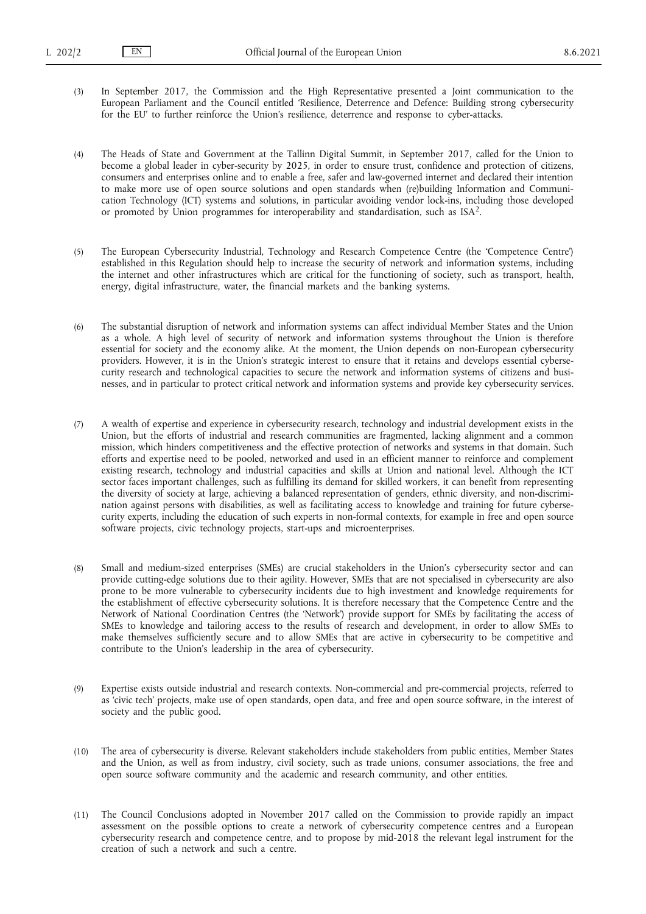(3) In September 2017, the Commission and the High Representative presented a Joint communication to the European Parliament and the Council entitled 'Resilience, Deterrence and Defence: Building strong cybersecurity for the EU' to further reinforce the Union's resilience, deterrence and response to cyber-attacks.

(4) The Heads of State and Government at the Tallinn Digital Summit, in September 2017, called for the Union to become a global leader in cyber-security by 2025, in order to ensure trust, confidence and protection of citizens, consumers and enterprises online and to enable a free, safer and law-governed internet and declared their intention to make more use of open source solutions and open standards when (re)building Information and Communication Technology (ICT) systems and solutions, in particular avoiding vendor lock-ins, including those developed or promoted by Union programmes for interoperability and standardisation, such as ISA[2].

(5) The European Cybersecurity Industrial, Technology and Research Competence Centre (the 'Competence Centre') established in this Regulation should help to increase the security of network and information systems, including the internet and other infrastructures which are critical for the functioning of society, such as transport, health, energy, digital infrastructure, water, the financial markets and the banking systems.

(6) The substantial disruption of network and information systems can affect individual Member States and the Union as a whole. A high level of security of network and information systems throughout the Union is therefore essential for society and the economy alike. At the moment, the Union depends on non-European cybersecurity providers. However, it is in the Union's strategic interest to ensure that it retains and develops essential cybersecurity research and technological capacities to secure the network and information systems of citizens and businesses, and in particular to protect critical network and information systems and provide key cybersecurity services.

(7) A wealth of expertise and experience in cybersecurity research, technology and industrial development exists in the Union, but the efforts of industrial and research communities are fragmented, lacking alignment and a common mission, which hinders competitiveness and the effective protection of networks and systems in that domain. Such efforts and expertise need to be pooled, networked and used in an efficient manner to reinforce and complement existing research, technology and industrial capacities and skills at Union and national level. Although the ICT sector faces important challenges, such as fulfilling its demand for skilled workers, it can benefit from representing the diversity of society at large, achieving a balanced representation of genders, ethnic diversity, and non-discrimination against persons with disabilities, as well as facilitating access to knowledge and training for future cybersecurity experts, including the education of such experts in non-formal contexts, for example in free and open source software projects, civic technology projects, start-ups and microenterprises.

(8) Small and medium-sized enterprises (SMEs) are crucial stakeholders in the Union's cybersecurity sector and can provide cutting-edge solutions due to their agility. However, SMEs that are not specialised in cybersecurity are also prone to be more vulnerable to cybersecurity incidents due to high investment and knowledge requirements for the establishment of effective cybersecurity solutions. It is therefore necessary that the Competence Centre and the Network of National Coordination Centres (the 'Network') provide support for SMEs by facilitating the access of SMEs to knowledge and tailoring access to the results of research and development, in order to allow SMEs to make themselves sufficiently secure and to allow SMEs that are active in cybersecurity to be competitive and contribute to the Union's leadership in the area of cybersecurity.

(9) Expertise exists outside industrial and research contexts. Non-commercial and pre-commercial projects, referred to as 'civic tech' projects, make use of open standards, open data, and free and open source software, in the interest of society and the public good.

(10) The area of cybersecurity is diverse. Relevant stakeholders include stakeholders from public entities, Member States and the Union, as well as from industry, civil society, such as trade unions, consumer associations, the free and open source software community and the academic and research community, and other entities.

(11) The Council Conclusions adopted in November 2017 called on the Commission to provide rapidly an impact assessment on the possible options to create a network of cybersecurity competence centres and a European cybersecurity research and competence centre, and to propose by mid-2018 the relevant legal instrument for the creation of such a network and such a centre.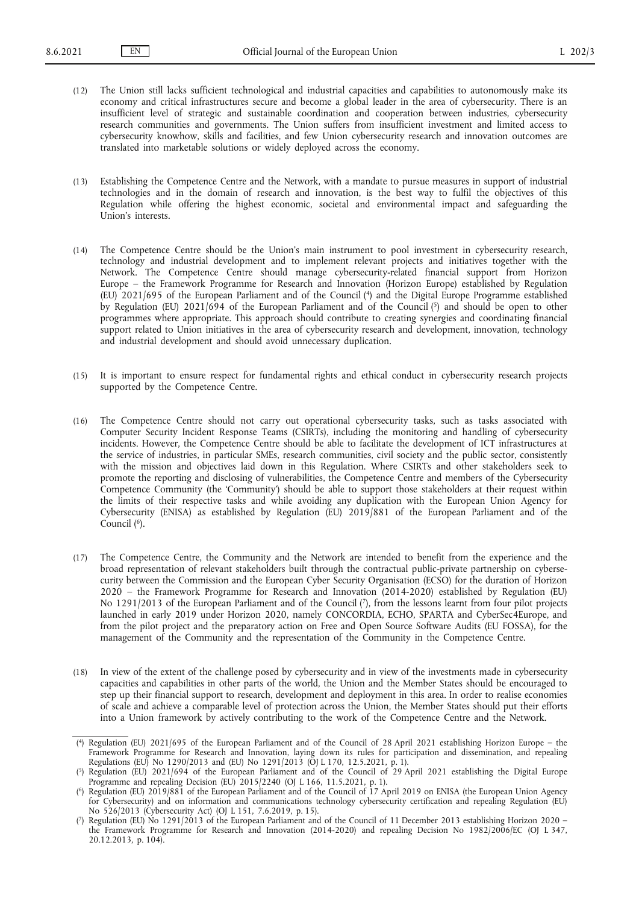(12) The Union still lacks sufficient technological and industrial capacities and capabilities to autonomously make its economy and critical infrastructures secure and become a global leader in the area of cybersecurity. There is an insufficient level of strategic and sustainable coordination and cooperation between industries, cybersecurity research communities and governments. The Union suffers from insufficient investment and limited access to cybersecurity knowhow, skills and facilities, and few Union cybersecurity research and innovation outcomes are translated into marketable solutions or widely deployed across the economy.

(13) Establishing the Competence Centre and the Network, with a mandate to pursue measures in support of industrial technologies and in the domain of research and innovation, is the best way to fulfil the objectives of this Regulation while offering the highest economic, societal and environmental impact and safeguarding the Union's interests.

(14) The Competence Centre should be the Union's main instrument to pool investment in cybersecurity research, technology and industrial development and to implement relevant projects and initiatives together with the Network. The Competence Centre should manage cybersecurity-related financial support from Horizon Europe – the Framework Programme for Research and Innovation (Horizon Europe) established by Regulation (EU) 2021/695 of the European Parliament and of the Council ([4]) and the Digital Europe Programme established by Regulation (EU) 2021/694 of the European Parliament and of the Council ([5]) and should be open to other programmes where appropriate. This approach should contribute to creating synergies and coordinating financial support related to Union initiatives in the area of cybersecurity research and development, innovation, technology and industrial development and should avoid unnecessary duplication.

(15) It is important to ensure respect for fundamental rights and ethical conduct in cybersecurity research projects supported by the Competence Centre.

(16) The Competence Centre should not carry out operational cybersecurity tasks, such as tasks associated with Computer Security Incident Response Teams (CSIRTs), including the monitoring and handling of cybersecurity incidents. However, the Competence Centre should be able to facilitate the development of ICT infrastructures at the service of industries, in particular SMEs, research communities, civil society and the public sector, consistently with the mission and objectives laid down in this Regulation. Where CSIRTs and other stakeholders seek to promote the reporting and disclosing of vulnerabilities, the Competence Centre and members of the Cybersecurity Competence Community (the 'Community') should be able to support those stakeholders at their request within the limits of their respective tasks and while avoiding any duplication with the European Union Agency for Cybersecurity (ENISA) as established by Regulation (EU) 2019/881 of the European Parliament and of the Council ([6]).

(17) The Competence Centre, the Community and the Network are intended to benefit from the experience and the broad representation of relevant stakeholders built through the contractual public-private partnership on cybersecurity between the Commission and the European Cyber Security Organisation (ECSO) for the duration of Horizon 2020 – the Framework Programme for Research and Innovation (2014-2020) established by Regulation (EU) No 1291/2013 of the European Parliament and of the Council ([7]), from the lessons learnt from four pilot projects launched in early 2019 under Horizon 2020, namely CONCORDIA, ECHO, SPARTA and CyberSec4Europe, and from the pilot project and the preparatory action on Free and Open Source Software Audits (EU FOSSA), for the management of the Community and the representation of the Community in the Competence Centre.

(18) In view of the extent of the challenge posed by cybersecurity and in view of the investments made in cybersecurity capacities and capabilities in other parts of the world, the Union and the Member States should be encouraged to step up their financial support to research, development and deployment in this area. In order to realise economies of scale and achieve a comparable level of protection across the Union, the Member States should put their efforts into a Union framework by actively contributing to the work of the Competence Centre and the Network.

---

([4]) Regulation (EU) 2021/695 of the European Parliament and of the Council of 28 April 2021 establishing Horizon Europe – the Framework Programme for Research and Innovation, laying down its rules for participation and dissemination, and repealing Regulations (EU) No 1290/2013 and (EU) No 1291/2013 (OJ L 170, 12.5.2021, p. 1).

([5]) Regulation (EU) 2021/694 of the European Parliament and of the Council of 29 April 2021 establishing the Digital Europe Programme and repealing Decision (EU) 2015/2240 (OJ L 166, 11.5.2021, p. 1).

([6]) Regulation (EU) 2019/881 of the European Parliament and of the Council of 17 April 2019 on ENISA (the European Union Agency for Cybersecurity) and on information and communications technology cybersecurity certification and repealing Regulation (EU) No 526/2013 (Cybersecurity Act) (OJ L 151, 7.6.2019, p. 15).

([7]) Regulation (EU) No 1291/2013 of the European Parliament and of the Council of 11 December 2013 establishing Horizon 2020 – the Framework Programme for Research and Innovation (2014-2020) and repealing Decision No 1982/2006/EC (OJ L 347, 20.12.2013, p. 104).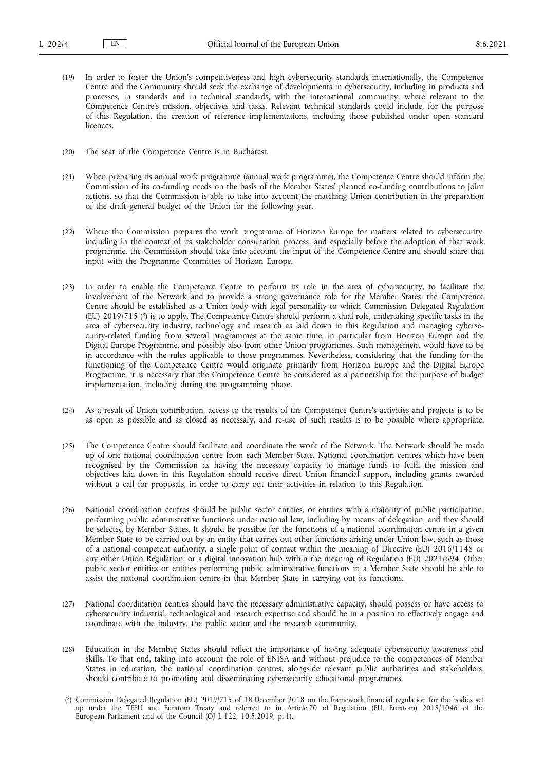(19) In order to foster the Union's competitiveness and high cybersecurity standards internationally, the Competence Centre and the Community should seek the exchange of developments in cybersecurity, including in products and processes, in standards and in technical standards, with the international community, where relevant to the Competence Centre's mission, objectives and tasks. Relevant technical standards could include, for the purpose of this Regulation, the creation of reference implementations, including those published under open standard licences.

(20) The seat of the Competence Centre is in Bucharest.

(21) When preparing its annual work programme (annual work programme), the Competence Centre should inform the Commission of its co-funding needs on the basis of the Member States' planned co-funding contributions to joint actions, so that the Commission is able to take into account the matching Union contribution in the preparation of the draft general budget of the Union for the following year.

(22) Where the Commission prepares the work programme of Horizon Europe for matters related to cybersecurity, including in the context of its stakeholder consultation process, and especially before the adoption of that work programme, the Commission should take into account the input of the Competence Centre and should share that input with the Programme Committee of Horizon Europe.

(23) In order to enable the Competence Centre to perform its role in the area of cybersecurity, to facilitate the involvement of the Network and to provide a strong governance role for the Member States, the Competence Centre should be established as a Union body with legal personality to which Commission Delegated Regulation (EU) 2019/715 ([8]) is to apply. The Competence Centre should perform a dual role, undertaking specific tasks in the area of cybersecurity industry, technology and research as laid down in this Regulation and managing cybersecurity-related funding from several programmes at the same time, in particular from Horizon Europe and the Digital Europe Programme, and possibly also from other Union programmes. Such management would have to be in accordance with the rules applicable to those programmes. Nevertheless, considering that the funding for the functioning of the Competence Centre would originate primarily from Horizon Europe and the Digital Europe Programme, it is necessary that the Competence Centre be considered as a partnership for the purpose of budget implementation, including during the programming phase.

(24) As a result of Union contribution, access to the results of the Competence Centre's activities and projects is to be as open as possible and as closed as necessary, and re-use of such results is to be possible where appropriate.

(25) The Competence Centre should facilitate and coordinate the work of the Network. The Network should be made up of one national coordination centre from each Member State. National coordination centres which have been recognised by the Commission as having the necessary capacity to manage funds to fulfil the mission and objectives laid down in this Regulation should receive direct Union financial support, including grants awarded without a call for proposals, in order to carry out their activities in relation to this Regulation.

(26) National coordination centres should be public sector entities, or entities with a majority of public participation, performing public administrative functions under national law, including by means of delegation, and they should be selected by Member States. It should be possible for the functions of a national coordination centre in a given Member State to be carried out by an entity that carries out other functions arising under Union law, such as those of a national competent authority, a single point of contact within the meaning of Directive (EU) 2016/1148 or any other Union Regulation, or a digital innovation hub within the meaning of Regulation (EU) 2021/694. Other public sector entities or entities performing public administrative functions in a Member State should be able to assist the national coordination centre in that Member State in carrying out its functions.

(27) National coordination centres should have the necessary administrative capacity, should possess or have access to cybersecurity industrial, technological and research expertise and should be in a position to effectively engage and coordinate with the industry, the public sector and the research community.

(28) Education in the Member States should reflect the importance of having adequate cybersecurity awareness and skills. To that end, taking into account the role of ENISA and without prejudice to the competences of Member States in education, the national coordination centres, alongside relevant public authorities and stakeholders, should contribute to promoting and disseminating cybersecurity educational programmes.

([8]) Commission Delegated Regulation (EU) 2019/715 of 18 December 2018 on the framework financial regulation for the bodies set up under the TFEU and Euratom Treaty and referred to in Article 70 of Regulation (EU, Euratom) 2018/1046 of the European Parliament and of the Council (OJ L 122, 10.5.2019, p. 1).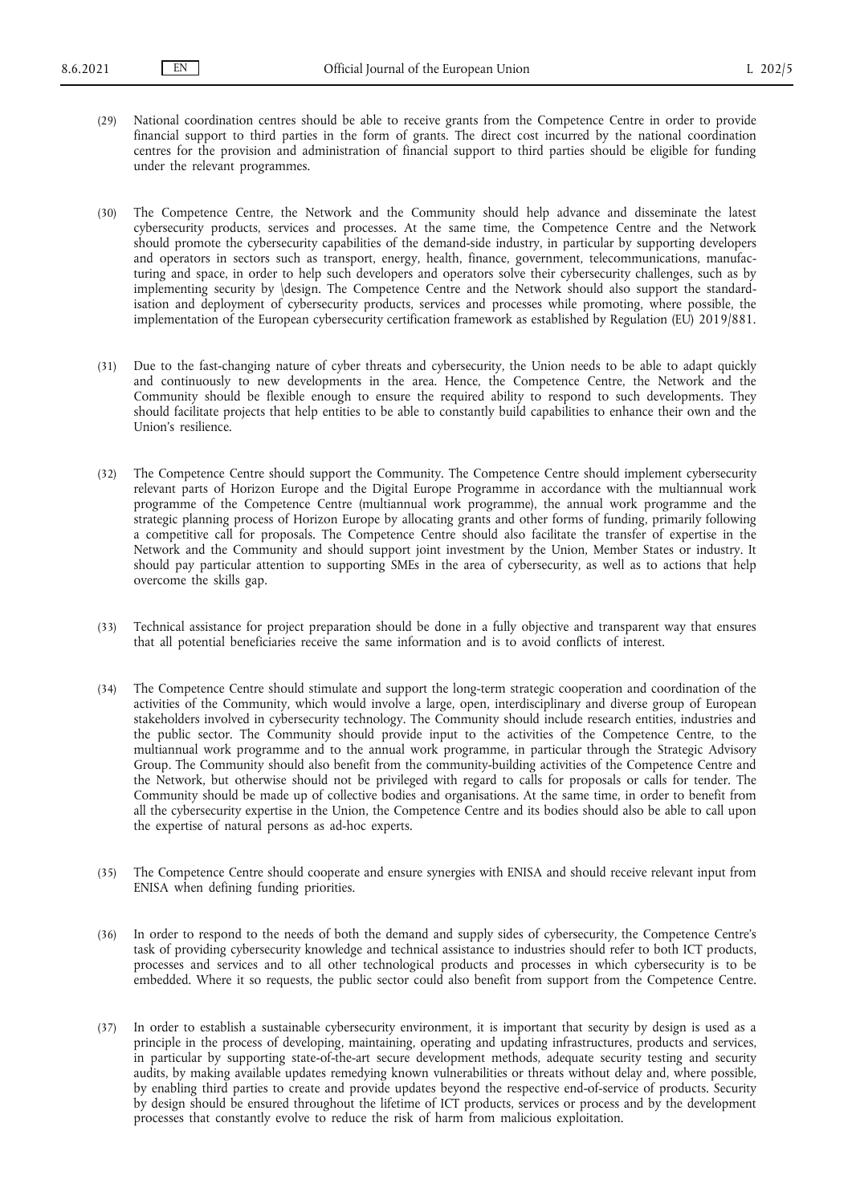(29) National coordination centres should be able to receive grants from the Competence Centre in order to provide financial support to third parties in the form of grants. The direct cost incurred by the national coordination centres for the provision and administration of financial support to third parties should be eligible for funding under the relevant programmes.

(30) The Competence Centre, the Network and the Community should help advance and disseminate the latest cybersecurity products, services and processes. At the same time, the Competence Centre and the Network should promote the cybersecurity capabilities of the demand-side industry, in particular by supporting developers and operators in sectors such as transport, energy, health, finance, government, telecommunications, manufacturing and space, in order to help such developers and operators solve their cybersecurity challenges, such as by implementing security by \design. The Competence Centre and the Network should also support the standardisation and deployment of cybersecurity products, services and processes while promoting, where possible, the implementation of the European cybersecurity certification framework as established by Regulation (EU) 2019/881.

(31) Due to the fast-changing nature of cyber threats and cybersecurity, the Union needs to be able to adapt quickly and continuously to new developments in the area. Hence, the Competence Centre, the Network and the Community should be flexible enough to ensure the required ability to respond to such developments. They should facilitate projects that help entities to be able to constantly build capabilities to enhance their own and the Union's resilience.

(32) The Competence Centre should support the Community. The Competence Centre should implement cybersecurity relevant parts of Horizon Europe and the Digital Europe Programme in accordance with the multiannual work programme of the Competence Centre (multiannual work programme), the annual work programme and the strategic planning process of Horizon Europe by allocating grants and other forms of funding, primarily following a competitive call for proposals. The Competence Centre should also facilitate the transfer of expertise in the Network and the Community and should support joint investment by the Union, Member States or industry. It should pay particular attention to supporting SMEs in the area of cybersecurity, as well as to actions that help overcome the skills gap.

(33) Technical assistance for project preparation should be done in a fully objective and transparent way that ensures that all potential beneficiaries receive the same information and is to avoid conflicts of interest.

(34) The Competence Centre should stimulate and support the long-term strategic cooperation and coordination of the activities of the Community, which would involve a large, open, interdisciplinary and diverse group of European stakeholders involved in cybersecurity technology. The Community should include research entities, industries and the public sector. The Community should provide input to the activities of the Competence Centre, to the multiannual work programme and to the annual work programme, in particular through the Strategic Advisory Group. The Community should also benefit from the community-building activities of the Competence Centre and the Network, but otherwise should not be privileged with regard to calls for proposals or calls for tender. The Community should be made up of collective bodies and organisations. At the same time, in order to benefit from all the cybersecurity expertise in the Union, the Competence Centre and its bodies should also be able to call upon the expertise of natural persons as ad-hoc experts.

(35) The Competence Centre should cooperate and ensure synergies with ENISA and should receive relevant input from ENISA when defining funding priorities.

(36) In order to respond to the needs of both the demand and supply sides of cybersecurity, the Competence Centre's task of providing cybersecurity knowledge and technical assistance to industries should refer to both ICT products, processes and services and to all other technological products and processes in which cybersecurity is to be embedded. Where it so requests, the public sector could also benefit from support from the Competence Centre.

(37) In order to establish a sustainable cybersecurity environment, it is important that security by design is used as a principle in the process of developing, maintaining, operating and updating infrastructures, products and services, in particular by supporting state-of-the-art secure development methods, adequate security testing and security audits, by making available updates remedying known vulnerabilities or threats without delay and, where possible, by enabling third parties to create and provide updates beyond the respective end-of-service of products. Security by design should be ensured throughout the lifetime of ICT products, services or process and by the development processes that constantly evolve to reduce the risk of harm from malicious exploitation.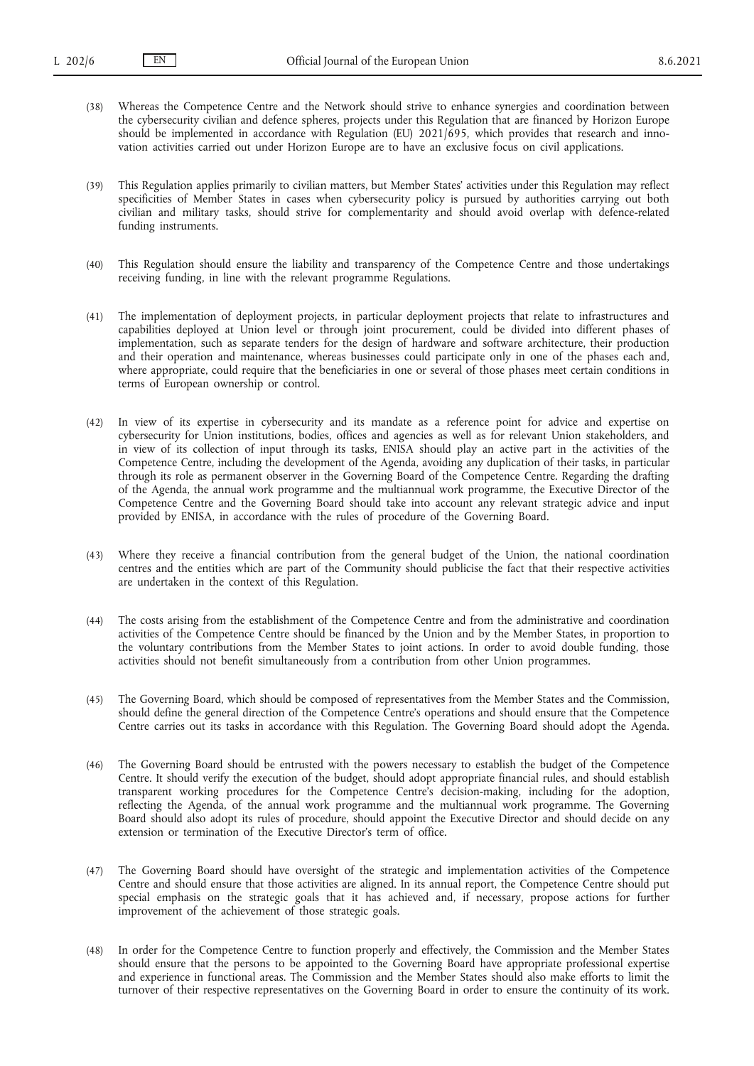(38) Whereas the Competence Centre and the Network should strive to enhance synergies and coordination between the cybersecurity civilian and defence spheres, projects under this Regulation that are financed by Horizon Europe should be implemented in accordance with Regulation (EU) 2021/695, which provides that research and innovation activities carried out under Horizon Europe are to have an exclusive focus on civil applications.

(39) This Regulation applies primarily to civilian matters, but Member States' activities under this Regulation may reflect specificities of Member States in cases when cybersecurity policy is pursued by authorities carrying out both civilian and military tasks, should strive for complementarity and should avoid overlap with defence-related funding instruments.

(40) This Regulation should ensure the liability and transparency of the Competence Centre and those undertakings receiving funding, in line with the relevant programme Regulations.

(41) The implementation of deployment projects, in particular deployment projects that relate to infrastructures and capabilities deployed at Union level or through joint procurement, could be divided into different phases of implementation, such as separate tenders for the design of hardware and software architecture, their production and their operation and maintenance, whereas businesses could participate only in one of the phases each and, where appropriate, could require that the beneficiaries in one or several of those phases meet certain conditions in terms of European ownership or control.

(42) In view of its expertise in cybersecurity and its mandate as a reference point for advice and expertise on cybersecurity for Union institutions, bodies, offices and agencies as well as for relevant Union stakeholders, and in view of its collection of input through its tasks, ENISA should play an active part in the activities of the Competence Centre, including the development of the Agenda, avoiding any duplication of their tasks, in particular through its role as permanent observer in the Governing Board of the Competence Centre. Regarding the drafting of the Agenda, the annual work programme and the multiannual work programme, the Executive Director of the Competence Centre and the Governing Board should take into account any relevant strategic advice and input provided by ENISA, in accordance with the rules of procedure of the Governing Board.

(43) Where they receive a financial contribution from the general budget of the Union, the national coordination centres and the entities which are part of the Community should publicise the fact that their respective activities are undertaken in the context of this Regulation.

(44) The costs arising from the establishment of the Competence Centre and from the administrative and coordination activities of the Competence Centre should be financed by the Union and by the Member States, in proportion to the voluntary contributions from the Member States to joint actions. In order to avoid double funding, those activities should not benefit simultaneously from a contribution from other Union programmes.

(45) The Governing Board, which should be composed of representatives from the Member States and the Commission, should define the general direction of the Competence Centre's operations and should ensure that the Competence Centre carries out its tasks in accordance with this Regulation. The Governing Board should adopt the Agenda.

(46) The Governing Board should be entrusted with the powers necessary to establish the budget of the Competence Centre. It should verify the execution of the budget, should adopt appropriate financial rules, and should establish transparent working procedures for the Competence Centre's decision-making, including for the adoption, reflecting the Agenda, of the annual work programme and the multiannual work programme. The Governing Board should also adopt its rules of procedure, should appoint the Executive Director and should decide on any extension or termination of the Executive Director's term of office.

(47) The Governing Board should have oversight of the strategic and implementation activities of the Competence Centre and should ensure that those activities are aligned. In its annual report, the Competence Centre should put special emphasis on the strategic goals that it has achieved and, if necessary, propose actions for further improvement of the achievement of those strategic goals.

(48) In order for the Competence Centre to function properly and effectively, the Commission and the Member States should ensure that the persons to be appointed to the Governing Board have appropriate professional expertise and experience in functional areas. The Commission and the Member States should also make efforts to limit the turnover of their respective representatives on the Governing Board in order to ensure the continuity of its work.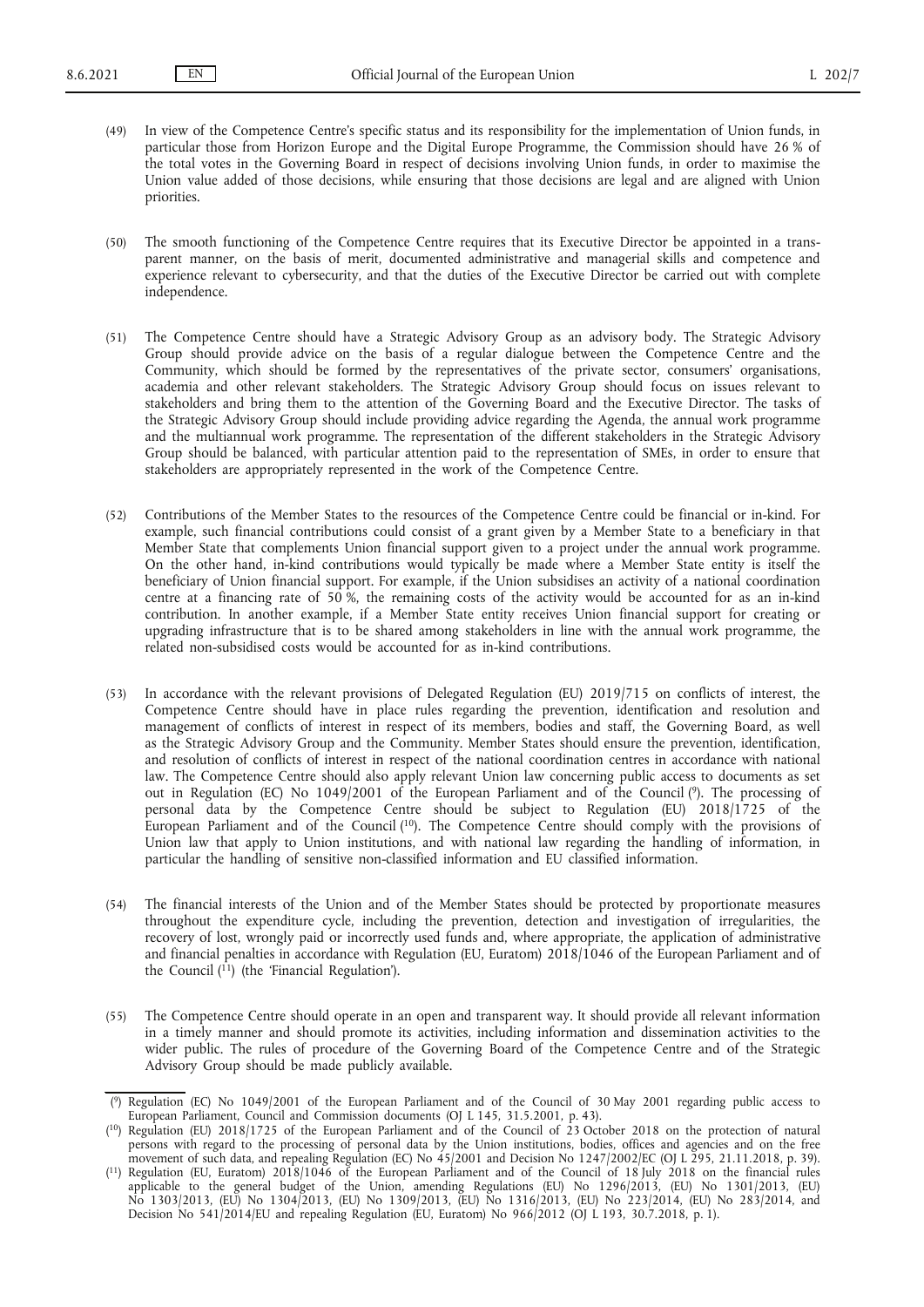(49) In view of the Competence Centre's specific status and its responsibility for the implementation of Union funds, in particular those from Horizon Europe and the Digital Europe Programme, the Commission should have 26 % of the total votes in the Governing Board in respect of decisions involving Union funds, in order to maximise the Union value added of those decisions, while ensuring that those decisions are legal and are aligned with Union priorities.

(50) The smooth functioning of the Competence Centre requires that its Executive Director be appointed in a transparent manner, on the basis of merit, documented administrative and managerial skills and competence and experience relevant to cybersecurity, and that the duties of the Executive Director be carried out with complete independence.

(51) The Competence Centre should have a Strategic Advisory Group as an advisory body. The Strategic Advisory Group should provide advice on the basis of a regular dialogue between the Competence Centre and the Community, which should be formed by the representatives of the private sector, consumers' organisations, academia and other relevant stakeholders. The Strategic Advisory Group should focus on issues relevant to stakeholders and bring them to the attention of the Governing Board and the Executive Director. The tasks of the Strategic Advisory Group should include providing advice regarding the Agenda, the annual work programme and the multiannual work programme. The representation of the different stakeholders in the Strategic Advisory Group should be balanced, with particular attention paid to the representation of SMEs, in order to ensure that stakeholders are appropriately represented in the work of the Competence Centre.

(52) Contributions of the Member States to the resources of the Competence Centre could be financial or in-kind. For example, such financial contributions could consist of a grant given by a Member State to a beneficiary in that Member State that complements Union financial support given to a project under the annual work programme. On the other hand, in-kind contributions would typically be made where a Member State entity is itself the beneficiary of Union financial support. For example, if the Union subsidises an activity of a national coordination centre at a financing rate of 50 %, the remaining costs of the activity would be accounted for as an in-kind contribution. In another example, if a Member State entity receives Union financial support for creating or upgrading infrastructure that is to be shared among stakeholders in line with the annual work programme, the related non-subsidised costs would be accounted for as in-kind contributions.

(53) In accordance with the relevant provisions of Delegated Regulation (EU) 2019/715 on conflicts of interest, the Competence Centre should have in place rules regarding the prevention, identification and resolution and management of conflicts of interest in respect of its members, bodies and staff, the Governing Board, as well as the Strategic Advisory Group and the Community. Member States should ensure the prevention, identification, and resolution of conflicts of interest in respect of the national coordination centres in accordance with national law. The Competence Centre should also apply relevant Union law concerning public access to documents as set out in Regulation (EC) No 1049/2001 of the European Parliament and of the Council ([9]). The processing of personal data by the Competence Centre should be subject to Regulation (EU) 2018/1725 of the European Parliament and of the Council ([10]). The Competence Centre should comply with the provisions of Union law that apply to Union institutions, and with national law regarding the handling of information, in particular the handling of sensitive non-classified information and EU classified information.

(54) The financial interests of the Union and of the Member States should be protected by proportionate measures throughout the expenditure cycle, including the prevention, detection and investigation of irregularities, the recovery of lost, wrongly paid or incorrectly used funds and, where appropriate, the application of administrative and financial penalties in accordance with Regulation (EU, Euratom) 2018/1046 of the European Parliament and of the Council ([11]) (the 'Financial Regulation').

(55) The Competence Centre should operate in an open and transparent way. It should provide all relevant information in a timely manner and should promote its activities, including information and dissemination activities to the wider public. The rules of procedure of the Governing Board of the Competence Centre and of the Strategic Advisory Group should be made publicly available.

([9]) Regulation (EC) No 1049/2001 of the European Parliament and of the Council of 30 May 2001 regarding public access to European Parliament, Council and Commission documents (OJ L 145, 31.5.2001, p. 43).

([10]) Regulation (EU) 2018/1725 of the European Parliament and of the Council of 23 October 2018 on the protection of natural persons with regard to the processing of personal data by the Union institutions, bodies, offices and agencies and on the free movement of such data, and repealing Regulation (EC) No 45/2001 and Decision No 1247/2002/EC (OJ L 295, 21.11.2018, p. 39).

([11]) Regulation (EU, Euratom) 2018/1046 of the European Parliament and of the Council of 18 July 2018 on the financial rules applicable to the general budget of the Union, amending Regulations (EU) No 1296/2013, (EU) No 1301/2013, (EU) No 1303/2013, (EU) No 1304/2013, (EU) No 1309/2013, (EU) No 1316/2013, (EU) No 223/2014, (EU) No 283/2014, and Decision No 541/2014/EU and repealing Regulation (EU, Euratom) No 966/2012 (OJ L 193, 30.7.2018, p. 1).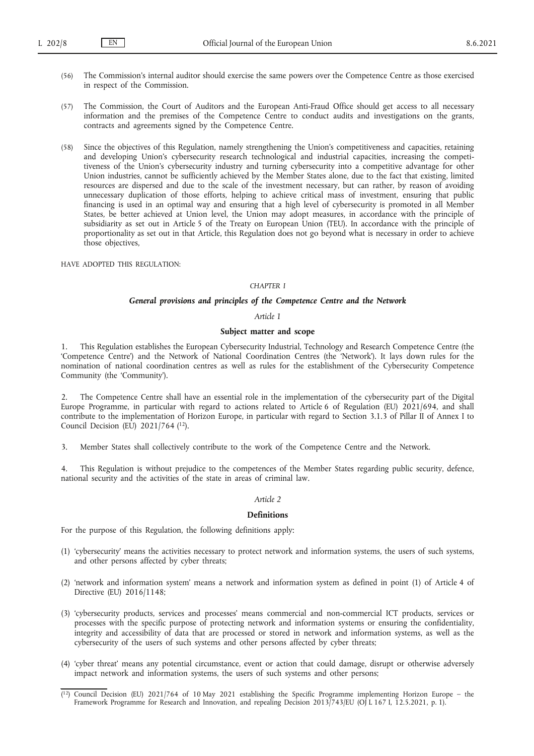(56) The Commission's internal auditor should exercise the same powers over the Competence Centre as those exercised in respect of the Commission.

(57) The Commission, the Court of Auditors and the European Anti-Fraud Office should get access to all necessary information and the premises of the Competence Centre to conduct audits and investigations on the grants, contracts and agreements signed by the Competence Centre.

(58) Since the objectives of this Regulation, namely strengthening the Union's competitiveness and capacities, retaining and developing Union's cybersecurity research technological and industrial capacities, increasing the competitiveness of the Union's cybersecurity industry and turning cybersecurity into a competitive advantage for other Union industries, cannot be sufficiently achieved by the Member States alone, due to the fact that existing, limited resources are dispersed and due to the scale of the investment necessary, but can rather, by reason of avoiding unnecessary duplication of those efforts, helping to achieve critical mass of investment, ensuring that public financing is used in an optimal way and ensuring that a high level of cybersecurity is promoted in all Member States, be better achieved at Union level, the Union may adopt measures, in accordance with the principle of subsidiarity as set out in Article 5 of the Treaty on European Union (TEU). In accordance with the principle of proportionality as set out in that Article, this Regulation does not go beyond what is necessary in order to achieve those objectives,

HAVE ADOPTED THIS REGULATION:

*CHAPTER I*

***General provisions and principles of the Competence Centre and the Network***

*Article 1*

**Subject matter and scope**

1. This Regulation establishes the European Cybersecurity Industrial, Technology and Research Competence Centre (the 'Competence Centre') and the Network of National Coordination Centres (the 'Network'). It lays down rules for the nomination of national coordination centres as well as rules for the establishment of the Cybersecurity Competence Community (the 'Community').

2. The Competence Centre shall have an essential role in the implementation of the cybersecurity part of the Digital Europe Programme, in particular with regard to actions related to Article 6 of Regulation (EU) 2021/694, and shall contribute to the implementation of Horizon Europe, in particular with regard to Section 3.1.3 of Pillar II of Annex I to Council Decision (EU) 2021/764 ([12]).

3. Member States shall collectively contribute to the work of the Competence Centre and the Network.

4. This Regulation is without prejudice to the competences of the Member States regarding public security, defence, national security and the activities of the state in areas of criminal law.

*Article 2*

**Definitions**

For the purpose of this Regulation, the following definitions apply:

(1) 'cybersecurity' means the activities necessary to protect network and information systems, the users of such systems, and other persons affected by cyber threats;

(2) 'network and information system' means a network and information system as defined in point (1) of Article 4 of Directive (EU) 2016/1148;

(3) 'cybersecurity products, services and processes' means commercial and non-commercial ICT products, services or processes with the specific purpose of protecting network and information systems or ensuring the confidentiality, integrity and accessibility of data that are processed or stored in network and information systems, as well as the cybersecurity of the users of such systems and other persons affected by cyber threats;

(4) 'cyber threat' means any potential circumstance, event or action that could damage, disrupt or otherwise adversely impact network and information systems, the users of such systems and other persons;

([12]) Council Decision (EU) 2021/764 of 10 May 2021 establishing the Specific Programme implementing Horizon Europe – the Framework Programme for Research and Innovation, and repealing Decision 2013/743/EU (OJ L 167 I, 12.5.2021, p. 1).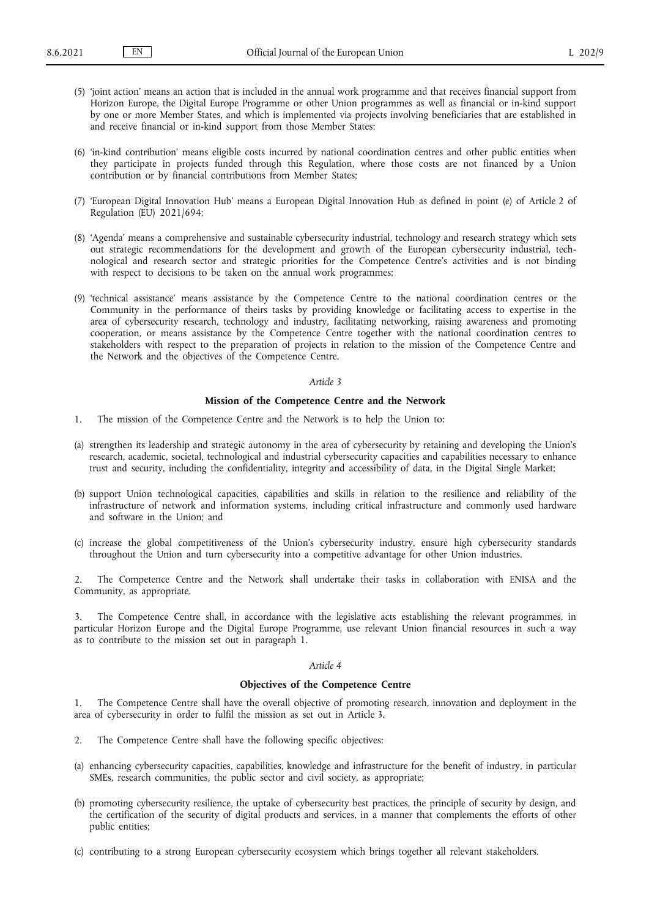(5) 'joint action' means an action that is included in the annual work programme and that receives financial support from Horizon Europe, the Digital Europe Programme or other Union programmes as well as financial or in-kind support by one or more Member States, and which is implemented via projects involving beneficiaries that are established in and receive financial or in-kind support from those Member States;

(6) 'in-kind contribution' means eligible costs incurred by national coordination centres and other public entities when they participate in projects funded through this Regulation, where those costs are not financed by a Union contribution or by financial contributions from Member States;

(7) 'European Digital Innovation Hub' means a European Digital Innovation Hub as defined in point (e) of Article 2 of Regulation (EU) 2021/694;

(8) 'Agenda' means a comprehensive and sustainable cybersecurity industrial, technology and research strategy which sets out strategic recommendations for the development and growth of the European cybersecurity industrial, technological and research sector and strategic priorities for the Competence Centre's activities and is not binding with respect to decisions to be taken on the annual work programmes;

(9) 'technical assistance' means assistance by the Competence Centre to the national coordination centres or the Community in the performance of theirs tasks by providing knowledge or facilitating access to expertise in the area of cybersecurity research, technology and industry, facilitating networking, raising awareness and promoting cooperation, or means assistance by the Competence Centre together with the national coordination centres to stakeholders with respect to the preparation of projects in relation to the mission of the Competence Centre and the Network and the objectives of the Competence Centre.

*Article 3*

**Mission of the Competence Centre and the Network**

1. The mission of the Competence Centre and the Network is to help the Union to:

(a) strengthen its leadership and strategic autonomy in the area of cybersecurity by retaining and developing the Union's research, academic, societal, technological and industrial cybersecurity capacities and capabilities necessary to enhance trust and security, including the confidentiality, integrity and accessibility of data, in the Digital Single Market;

(b) support Union technological capacities, capabilities and skills in relation to the resilience and reliability of the infrastructure of network and information systems, including critical infrastructure and commonly used hardware and software in the Union; and

(c) increase the global competitiveness of the Union's cybersecurity industry, ensure high cybersecurity standards throughout the Union and turn cybersecurity into a competitive advantage for other Union industries.

2. The Competence Centre and the Network shall undertake their tasks in collaboration with ENISA and the Community, as appropriate.

3. The Competence Centre shall, in accordance with the legislative acts establishing the relevant programmes, in particular Horizon Europe and the Digital Europe Programme, use relevant Union financial resources in such a way as to contribute to the mission set out in paragraph 1.

*Article 4*

**Objectives of the Competence Centre**

1. The Competence Centre shall have the overall objective of promoting research, innovation and deployment in the area of cybersecurity in order to fulfil the mission as set out in Article 3.

2. The Competence Centre shall have the following specific objectives:

(a) enhancing cybersecurity capacities, capabilities, knowledge and infrastructure for the benefit of industry, in particular SMEs, research communities, the public sector and civil society, as appropriate;

(b) promoting cybersecurity resilience, the uptake of cybersecurity best practices, the principle of security by design, and the certification of the security of digital products and services, in a manner that complements the efforts of other public entities;

(c) contributing to a strong European cybersecurity ecosystem which brings together all relevant stakeholders.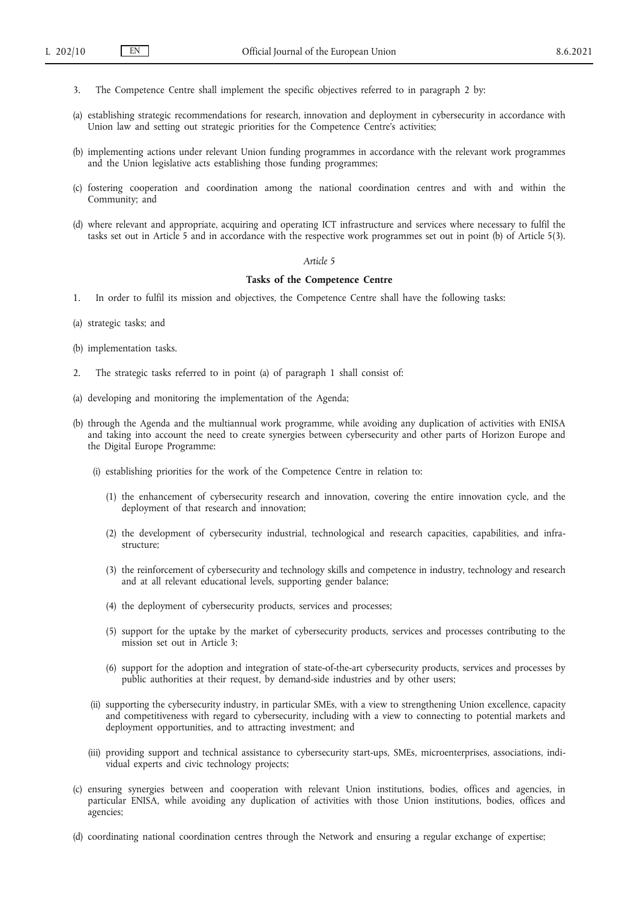3. The Competence Centre shall implement the specific objectives referred to in paragraph 2 by:

(a) establishing strategic recommendations for research, innovation and deployment in cybersecurity in accordance with Union law and setting out strategic priorities for the Competence Centre's activities;

(b) implementing actions under relevant Union funding programmes in accordance with the relevant work programmes and the Union legislative acts establishing those funding programmes;

(c) fostering cooperation and coordination among the national coordination centres and with and within the Community; and

(d) where relevant and appropriate, acquiring and operating ICT infrastructure and services where necessary to fulfil the tasks set out in Article 5 and in accordance with the respective work programmes set out in point (b) of Article 5(3).

*Article 5*

**Tasks of the Competence Centre**

1. In order to fulfil its mission and objectives, the Competence Centre shall have the following tasks:

(a) strategic tasks; and

(b) implementation tasks.

2. The strategic tasks referred to in point (a) of paragraph 1 shall consist of:

(a) developing and monitoring the implementation of the Agenda;

(b) through the Agenda and the multiannual work programme, while avoiding any duplication of activities with ENISA and taking into account the need to create synergies between cybersecurity and other parts of Horizon Europe and the Digital Europe Programme:

  (i) establishing priorities for the work of the Competence Centre in relation to:

    (1) the enhancement of cybersecurity research and innovation, covering the entire innovation cycle, and the deployment of that research and innovation;

    (2) the development of cybersecurity industrial, technological and research capacities, capabilities, and infrastructure;

    (3) the reinforcement of cybersecurity and technology skills and competence in industry, technology and research and at all relevant educational levels, supporting gender balance;

    (4) the deployment of cybersecurity products, services and processes;

    (5) support for the uptake by the market of cybersecurity products, services and processes contributing to the mission set out in Article 3;

    (6) support for the adoption and integration of state-of-the-art cybersecurity products, services and processes by public authorities at their request, by demand-side industries and by other users;

  (ii) supporting the cybersecurity industry, in particular SMEs, with a view to strengthening Union excellence, capacity and competitiveness with regard to cybersecurity, including with a view to connecting to potential markets and deployment opportunities, and to attracting investment; and

  (iii) providing support and technical assistance to cybersecurity start-ups, SMEs, microenterprises, associations, individual experts and civic technology projects;

(c) ensuring synergies between and cooperation with relevant Union institutions, bodies, offices and agencies, in particular ENISA, while avoiding any duplication of activities with those Union institutions, bodies, offices and agencies;

(d) coordinating national coordination centres through the Network and ensuring a regular exchange of expertise;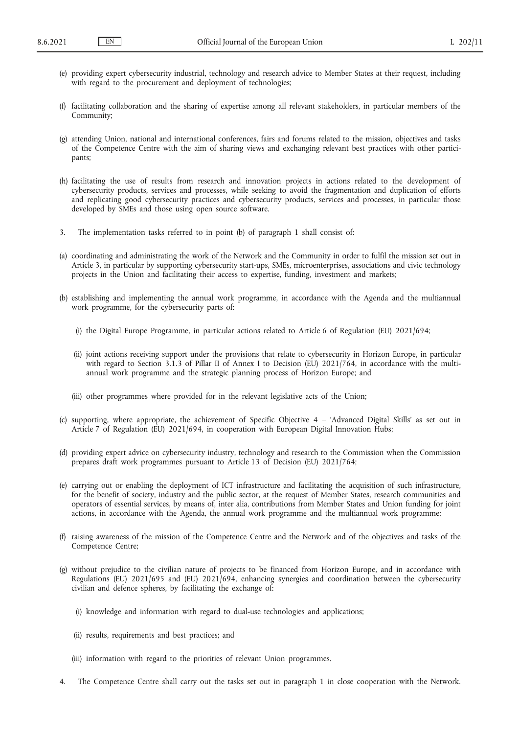(e) providing expert cybersecurity industrial, technology and research advice to Member States at their request, including with regard to the procurement and deployment of technologies;

(f) facilitating collaboration and the sharing of expertise among all relevant stakeholders, in particular members of the Community;

(g) attending Union, national and international conferences, fairs and forums related to the mission, objectives and tasks of the Competence Centre with the aim of sharing views and exchanging relevant best practices with other participants;

(h) facilitating the use of results from research and innovation projects in actions related to the development of cybersecurity products, services and processes, while seeking to avoid the fragmentation and duplication of efforts and replicating good cybersecurity practices and cybersecurity products, services and processes, in particular those developed by SMEs and those using open source software.

3. The implementation tasks referred to in point (b) of paragraph 1 shall consist of:

(a) coordinating and administrating the work of the Network and the Community in order to fulfil the mission set out in Article 3, in particular by supporting cybersecurity start-ups, SMEs, microenterprises, associations and civic technology projects in the Union and facilitating their access to expertise, funding, investment and markets;

(b) establishing and implementing the annual work programme, in accordance with the Agenda and the multiannual work programme, for the cybersecurity parts of:

   (i) the Digital Europe Programme, in particular actions related to Article 6 of Regulation (EU) 2021/694;

   (ii) joint actions receiving support under the provisions that relate to cybersecurity in Horizon Europe, in particular with regard to Section 3.1.3 of Pillar II of Annex I to Decision (EU) 2021/764, in accordance with the multiannual work programme and the strategic planning process of Horizon Europe; and

   (iii) other programmes where provided for in the relevant legislative acts of the Union;

(c) supporting, where appropriate, the achievement of Specific Objective 4 – 'Advanced Digital Skills' as set out in Article 7 of Regulation (EU) 2021/694, in cooperation with European Digital Innovation Hubs;

(d) providing expert advice on cybersecurity industry, technology and research to the Commission when the Commission prepares draft work programmes pursuant to Article 13 of Decision (EU) 2021/764;

(e) carrying out or enabling the deployment of ICT infrastructure and facilitating the acquisition of such infrastructure, for the benefit of society, industry and the public sector, at the request of Member States, research communities and operators of essential services, by means of, inter alia, contributions from Member States and Union funding for joint actions, in accordance with the Agenda, the annual work programme and the multiannual work programme;

(f) raising awareness of the mission of the Competence Centre and the Network and of the objectives and tasks of the Competence Centre;

(g) without prejudice to the civilian nature of projects to be financed from Horizon Europe, and in accordance with Regulations (EU) 2021/695 and (EU) 2021/694, enhancing synergies and coordination between the cybersecurity civilian and defence spheres, by facilitating the exchange of:

   (i) knowledge and information with regard to dual-use technologies and applications;

   (ii) results, requirements and best practices; and

   (iii) information with regard to the priorities of relevant Union programmes.

4. The Competence Centre shall carry out the tasks set out in paragraph 1 in close cooperation with the Network.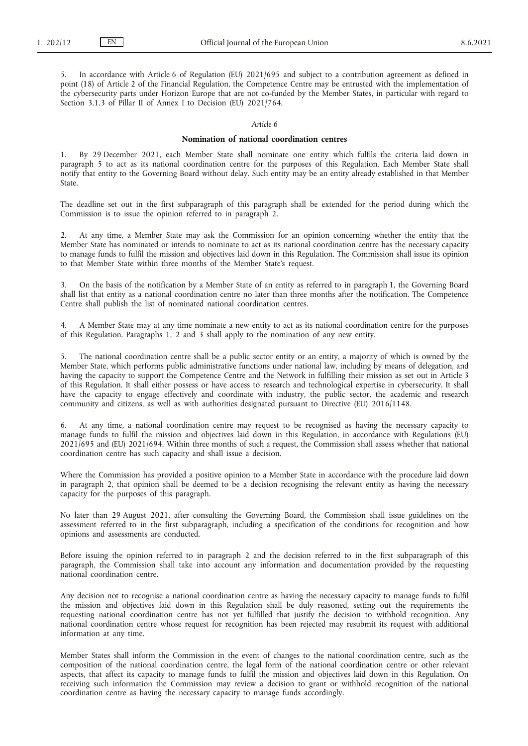5. In accordance with Article 6 of Regulation (EU) 2021/695 and subject to a contribution agreement as defined in point (18) of Article 2 of the Financial Regulation, the Competence Centre may be entrusted with the implementation of the cybersecurity parts under Horizon Europe that are not co-funded by the Member States, in particular with regard to Section 3.1.3 of Pillar II of Annex I to Decision (EU) 2021/764.

*Article 6*

**Nomination of national coordination centres**

1. By 29 December 2021, each Member State shall nominate one entity which fulfils the criteria laid down in paragraph 5 to act as its national coordination centre for the purposes of this Regulation. Each Member State shall notify that entity to the Governing Board without delay. Such entity may be an entity already established in that Member State.

The deadline set out in the first subparagraph of this paragraph shall be extended for the period during which the Commission is to issue the opinion referred to in paragraph 2.

2. At any time, a Member State may ask the Commission for an opinion concerning whether the entity that the Member State has nominated or intends to nominate to act as its national coordination centre has the necessary capacity to manage funds to fulfil the mission and objectives laid down in this Regulation. The Commission shall issue its opinion to that Member State within three months of the Member State's request.

3. On the basis of the notification by a Member State of an entity as referred to in paragraph 1, the Governing Board shall list that entity as a national coordination centre no later than three months after the notification. The Competence Centre shall publish the list of nominated national coordination centres.

4. A Member State may at any time nominate a new entity to act as its national coordination centre for the purposes of this Regulation. Paragraphs 1, 2 and 3 shall apply to the nomination of any new entity.

5. The national coordination centre shall be a public sector entity or an entity, a majority of which is owned by the Member State, which performs public administrative functions under national law, including by means of delegation, and having the capacity to support the Competence Centre and the Network in fulfilling their mission as set out in Article 3 of this Regulation. It shall either possess or have access to research and technological expertise in cybersecurity. It shall have the capacity to engage effectively and coordinate with industry, the public sector, the academic and research community and citizens, as well as with authorities designated pursuant to Directive (EU) 2016/1148.

6. At any time, a national coordination centre may request to be recognised as having the necessary capacity to manage funds to fulfil the mission and objectives laid down in this Regulation, in accordance with Regulations (EU) 2021/695 and (EU) 2021/694. Within three months of such a request, the Commission shall assess whether that national coordination centre has such capacity and shall issue a decision.

Where the Commission has provided a positive opinion to a Member State in accordance with the procedure laid down in paragraph 2, that opinion shall be deemed to be a decision recognising the relevant entity as having the necessary capacity for the purposes of this paragraph.

No later than 29 August 2021, after consulting the Governing Board, the Commission shall issue guidelines on the assessment referred to in the first subparagraph, including a specification of the conditions for recognition and how opinions and assessments are conducted.

Before issuing the opinion referred to in paragraph 2 and the decision referred to in the first subparagraph of this paragraph, the Commission shall take into account any information and documentation provided by the requesting national coordination centre.

Any decision not to recognise a national coordination centre as having the necessary capacity to manage funds to fulfil the mission and objectives laid down in this Regulation shall be duly reasoned, setting out the requirements the requesting national coordination centre has not yet fulfilled that justify the decision to withhold recognition. Any national coordination centre whose request for recognition has been rejected may resubmit its request with additional information at any time.

Member States shall inform the Commission in the event of changes to the national coordination centre, such as the composition of the national coordination centre, the legal form of the national coordination centre or other relevant aspects, that affect its capacity to manage funds to fulfil the mission and objectives laid down in this Regulation. On receiving such information the Commission may review a decision to grant or withhold recognition of the national coordination centre as having the necessary capacity to manage funds accordingly.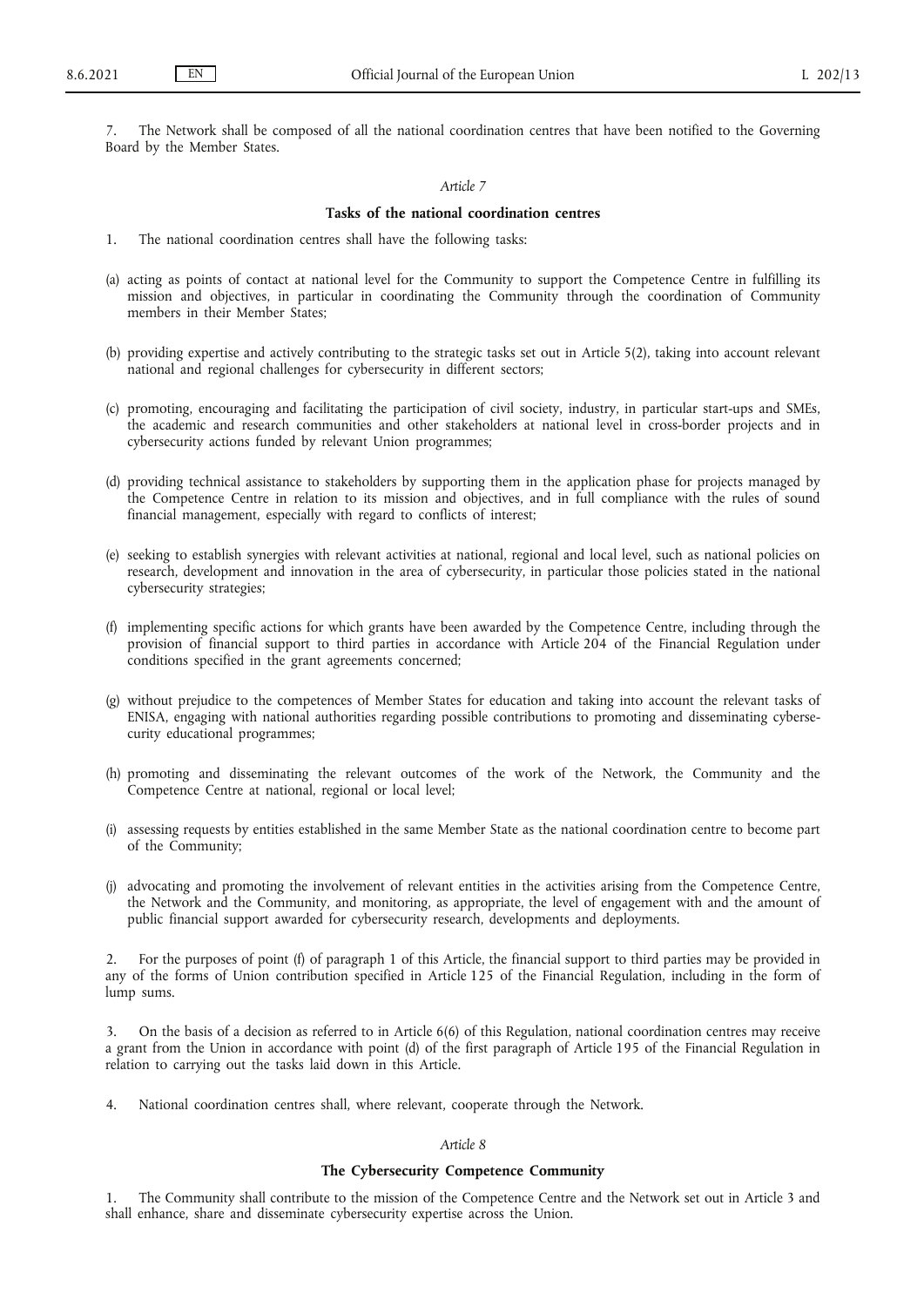7. The Network shall be composed of all the national coordination centres that have been notified to the Governing Board by the Member States.

*Article 7*

**Tasks of the national coordination centres**

1. The national coordination centres shall have the following tasks:

(a) acting as points of contact at national level for the Community to support the Competence Centre in fulfilling its mission and objectives, in particular in coordinating the Community through the coordination of Community members in their Member States;

(b) providing expertise and actively contributing to the strategic tasks set out in Article 5(2), taking into account relevant national and regional challenges for cybersecurity in different sectors;

(c) promoting, encouraging and facilitating the participation of civil society, industry, in particular start-ups and SMEs, the academic and research communities and other stakeholders at national level in cross-border projects and in cybersecurity actions funded by relevant Union programmes;

(d) providing technical assistance to stakeholders by supporting them in the application phase for projects managed by the Competence Centre in relation to its mission and objectives, and in full compliance with the rules of sound financial management, especially with regard to conflicts of interest;

(e) seeking to establish synergies with relevant activities at national, regional and local level, such as national policies on research, development and innovation in the area of cybersecurity, in particular those policies stated in the national cybersecurity strategies;

(f) implementing specific actions for which grants have been awarded by the Competence Centre, including through the provision of financial support to third parties in accordance with Article 204 of the Financial Regulation under conditions specified in the grant agreements concerned;

(g) without prejudice to the competences of Member States for education and taking into account the relevant tasks of ENISA, engaging with national authorities regarding possible contributions to promoting and disseminating cybersecurity educational programmes;

(h) promoting and disseminating the relevant outcomes of the work of the Network, the Community and the Competence Centre at national, regional or local level;

(i) assessing requests by entities established in the same Member State as the national coordination centre to become part of the Community;

(j) advocating and promoting the involvement of relevant entities in the activities arising from the Competence Centre, the Network and the Community, and monitoring, as appropriate, the level of engagement with and the amount of public financial support awarded for cybersecurity research, developments and deployments.

2. For the purposes of point (f) of paragraph 1 of this Article, the financial support to third parties may be provided in any of the forms of Union contribution specified in Article 125 of the Financial Regulation, including in the form of lump sums.

3. On the basis of a decision as referred to in Article 6(6) of this Regulation, national coordination centres may receive a grant from the Union in accordance with point (d) of the first paragraph of Article 195 of the Financial Regulation in relation to carrying out the tasks laid down in this Article.

4. National coordination centres shall, where relevant, cooperate through the Network.

*Article 8*

**The Cybersecurity Competence Community**

1. The Community shall contribute to the mission of the Competence Centre and the Network set out in Article 3 and shall enhance, share and disseminate cybersecurity expertise across the Union.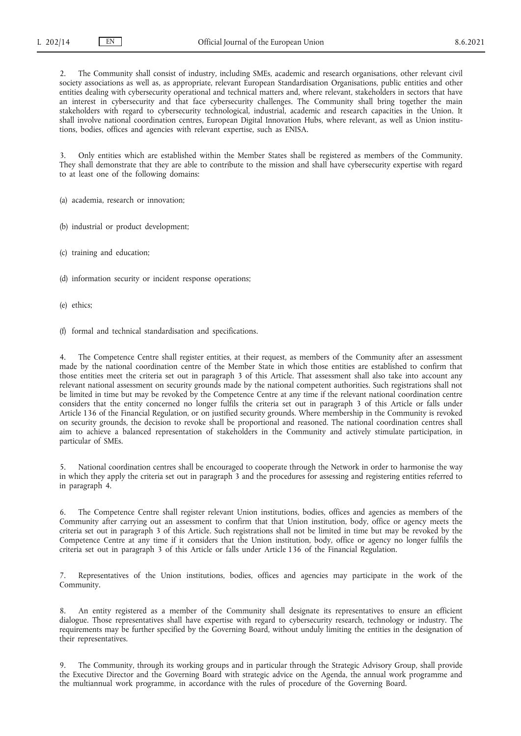2. The Community shall consist of industry, including SMEs, academic and research organisations, other relevant civil society associations as well as, as appropriate, relevant European Standardisation Organisations, public entities and other entities dealing with cybersecurity operational and technical matters and, where relevant, stakeholders in sectors that have an interest in cybersecurity and that face cybersecurity challenges. The Community shall bring together the main stakeholders with regard to cybersecurity technological, industrial, academic and research capacities in the Union. It shall involve national coordination centres, European Digital Innovation Hubs, where relevant, as well as Union institutions, bodies, offices and agencies with relevant expertise, such as ENISA.

3. Only entities which are established within the Member States shall be registered as members of the Community. They shall demonstrate that they are able to contribute to the mission and shall have cybersecurity expertise with regard to at least one of the following domains:

(a) academia, research or innovation;

(b) industrial or product development;

(c) training and education;

(d) information security or incident response operations;

(e) ethics;

(f) formal and technical standardisation and specifications.

4. The Competence Centre shall register entities, at their request, as members of the Community after an assessment made by the national coordination centre of the Member State in which those entities are established to confirm that those entities meet the criteria set out in paragraph 3 of this Article. That assessment shall also take into account any relevant national assessment on security grounds made by the national competent authorities. Such registrations shall not be limited in time but may be revoked by the Competence Centre at any time if the relevant national coordination centre considers that the entity concerned no longer fulfils the criteria set out in paragraph 3 of this Article or falls under Article 136 of the Financial Regulation, or on justified security grounds. Where membership in the Community is revoked on security grounds, the decision to revoke shall be proportional and reasoned. The national coordination centres shall aim to achieve a balanced representation of stakeholders in the Community and actively stimulate participation, in particular of SMEs.

5. National coordination centres shall be encouraged to cooperate through the Network in order to harmonise the way in which they apply the criteria set out in paragraph 3 and the procedures for assessing and registering entities referred to in paragraph 4.

6. The Competence Centre shall register relevant Union institutions, bodies, offices and agencies as members of the Community after carrying out an assessment to confirm that that Union institution, body, office or agency meets the criteria set out in paragraph 3 of this Article. Such registrations shall not be limited in time but may be revoked by the Competence Centre at any time if it considers that the Union institution, body, office or agency no longer fulfils the criteria set out in paragraph 3 of this Article or falls under Article 136 of the Financial Regulation.

7. Representatives of the Union institutions, bodies, offices and agencies may participate in the work of the Community.

8. An entity registered as a member of the Community shall designate its representatives to ensure an efficient dialogue. Those representatives shall have expertise with regard to cybersecurity research, technology or industry. The requirements may be further specified by the Governing Board, without unduly limiting the entities in the designation of their representatives.

9. The Community, through its working groups and in particular through the Strategic Advisory Group, shall provide the Executive Director and the Governing Board with strategic advice on the Agenda, the annual work programme and the multiannual work programme, in accordance with the rules of procedure of the Governing Board.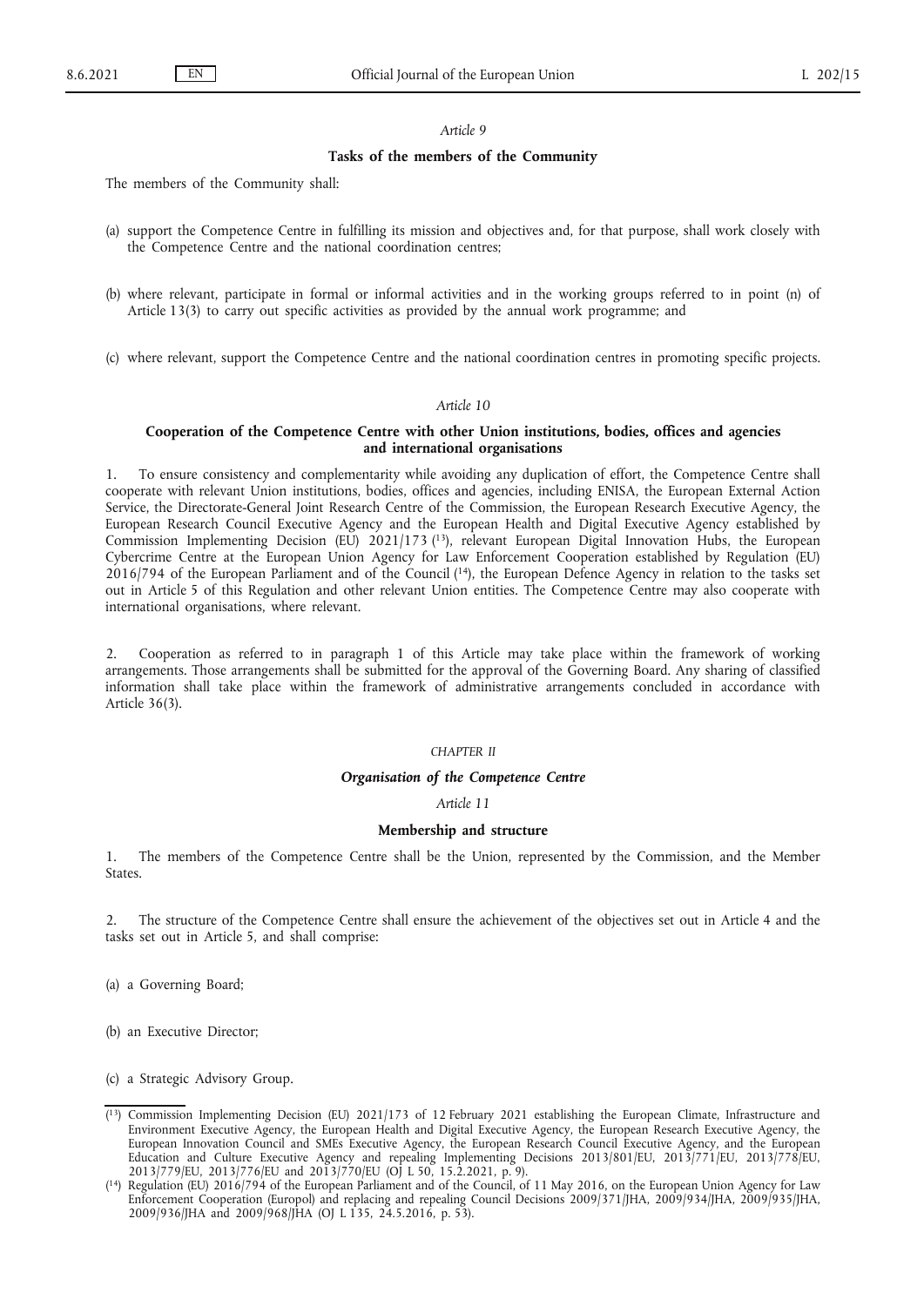*Article 9*

**Tasks of the members of the Community**

The members of the Community shall:

(a) support the Competence Centre in fulfilling its mission and objectives and, for that purpose, shall work closely with the Competence Centre and the national coordination centres;

(b) where relevant, participate in formal or informal activities and in the working groups referred to in point (n) of Article 13(3) to carry out specific activities as provided by the annual work programme; and

(c) where relevant, support the Competence Centre and the national coordination centres in promoting specific projects.

*Article 10*

**Cooperation of the Competence Centre with other Union institutions, bodies, offices and agencies and international organisations**

1. To ensure consistency and complementarity while avoiding any duplication of effort, the Competence Centre shall cooperate with relevant Union institutions, bodies, offices and agencies, including ENISA, the European External Action Service, the Directorate-General Joint Research Centre of the Commission, the European Research Executive Agency, the European Research Council Executive Agency and the European Health and Digital Executive Agency established by Commission Implementing Decision (EU) 2021/173 [13], relevant European Digital Innovation Hubs, the European Cybercrime Centre at the European Union Agency for Law Enforcement Cooperation established by Regulation (EU) 2016/794 of the European Parliament and of the Council [14], the European Defence Agency in relation to the tasks set out in Article 5 of this Regulation and other relevant Union entities. The Competence Centre may also cooperate with international organisations, where relevant.

2. Cooperation as referred to in paragraph 1 of this Article may take place within the framework of working arrangements. Those arrangements shall be submitted for the approval of the Governing Board. Any sharing of classified information shall take place within the framework of administrative arrangements concluded in accordance with Article 36(3).

*CHAPTER II*

***Organisation of the Competence Centre***

*Article 11*

**Membership and structure**

1. The members of the Competence Centre shall be the Union, represented by the Commission, and the Member States.

2. The structure of the Competence Centre shall ensure the achievement of the objectives set out in Article 4 and the tasks set out in Article 5, and shall comprise:

(a) a Governing Board;

(b) an Executive Director;

(c) a Strategic Advisory Group.

---

[13] Commission Implementing Decision (EU) 2021/173 of 12 February 2021 establishing the European Climate, Infrastructure and Environment Executive Agency, the European Health and Digital Executive Agency, the European Research Executive Agency, the European Innovation Council and SMEs Executive Agency, the European Research Council Executive Agency, and the European Education and Culture Executive Agency and repealing Implementing Decisions 2013/801/EU, 2013/771/EU, 2013/778/EU, 2013/779/EU, 2013/776/EU and 2013/770/EU (OJ L 50, 15.2.2021, p. 9).

[14] Regulation (EU) 2016/794 of the European Parliament and of the Council, of 11 May 2016, on the European Union Agency for Law Enforcement Cooperation (Europol) and replacing and repealing Council Decisions 2009/371/JHA, 2009/934/JHA, 2009/935/JHA, 2009/936/JHA and 2009/968/JHA (OJ L 135, 24.5.2016, p. 53).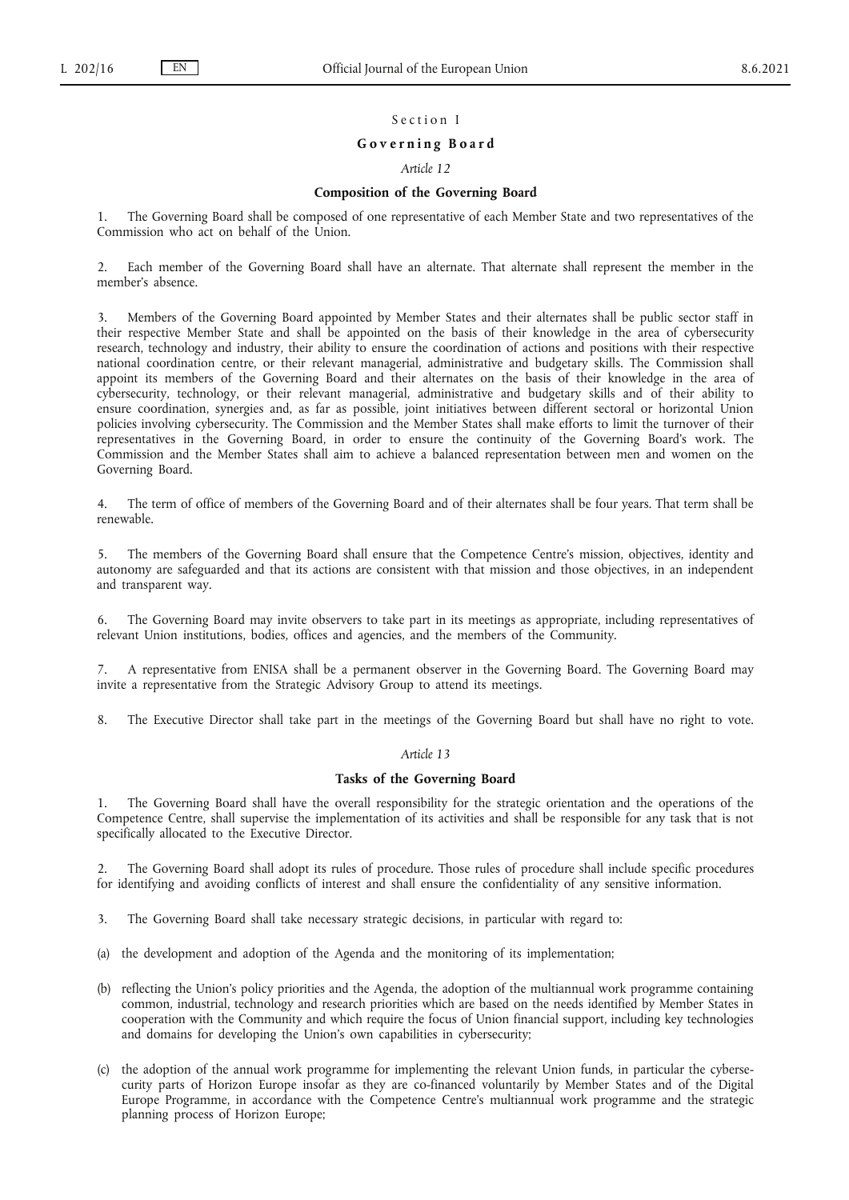Section I

## Governing Board

*Article 12*

### Composition of the Governing Board

1. The Governing Board shall be composed of one representative of each Member State and two representatives of the Commission who act on behalf of the Union.

2. Each member of the Governing Board shall have an alternate. That alternate shall represent the member in the member's absence.

3. Members of the Governing Board appointed by Member States and their alternates shall be public sector staff in their respective Member State and shall be appointed on the basis of their knowledge in the area of cybersecurity research, technology and industry, their ability to ensure the coordination of actions and positions with their respective national coordination centre, or their relevant managerial, administrative and budgetary skills. The Commission shall appoint its members of the Governing Board and their alternates on the basis of their knowledge in the area of cybersecurity, technology, or their relevant managerial, administrative and budgetary skills and of their ability to ensure coordination, synergies and, as far as possible, joint initiatives between different sectoral or horizontal Union policies involving cybersecurity. The Commission and the Member States shall make efforts to limit the turnover of their representatives in the Governing Board, in order to ensure the continuity of the Governing Board's work. The Commission and the Member States shall aim to achieve a balanced representation between men and women on the Governing Board.

4. The term of office of members of the Governing Board and of their alternates shall be four years. That term shall be renewable.

5. The members of the Governing Board shall ensure that the Competence Centre's mission, objectives, identity and autonomy are safeguarded and that its actions are consistent with that mission and those objectives, in an independent and transparent way.

6. The Governing Board may invite observers to take part in its meetings as appropriate, including representatives of relevant Union institutions, bodies, offices and agencies, and the members of the Community.

7. A representative from ENISA shall be a permanent observer in the Governing Board. The Governing Board may invite a representative from the Strategic Advisory Group to attend its meetings.

8. The Executive Director shall take part in the meetings of the Governing Board but shall have no right to vote.

*Article 13*

### Tasks of the Governing Board

1. The Governing Board shall have the overall responsibility for the strategic orientation and the operations of the Competence Centre, shall supervise the implementation of its activities and shall be responsible for any task that is not specifically allocated to the Executive Director.

2. The Governing Board shall adopt its rules of procedure. Those rules of procedure shall include specific procedures for identifying and avoiding conflicts of interest and shall ensure the confidentiality of any sensitive information.

3. The Governing Board shall take necessary strategic decisions, in particular with regard to:

(a) the development and adoption of the Agenda and the monitoring of its implementation;

(b) reflecting the Union's policy priorities and the Agenda, the adoption of the multiannual work programme containing common, industrial, technology and research priorities which are based on the needs identified by Member States in cooperation with the Community and which require the focus of Union financial support, including key technologies and domains for developing the Union's own capabilities in cybersecurity;

(c) the adoption of the annual work programme for implementing the relevant Union funds, in particular the cybersecurity parts of Horizon Europe insofar as they are co-financed voluntarily by Member States and of the Digital Europe Programme, in accordance with the Competence Centre's multiannual work programme and the strategic planning process of Horizon Europe;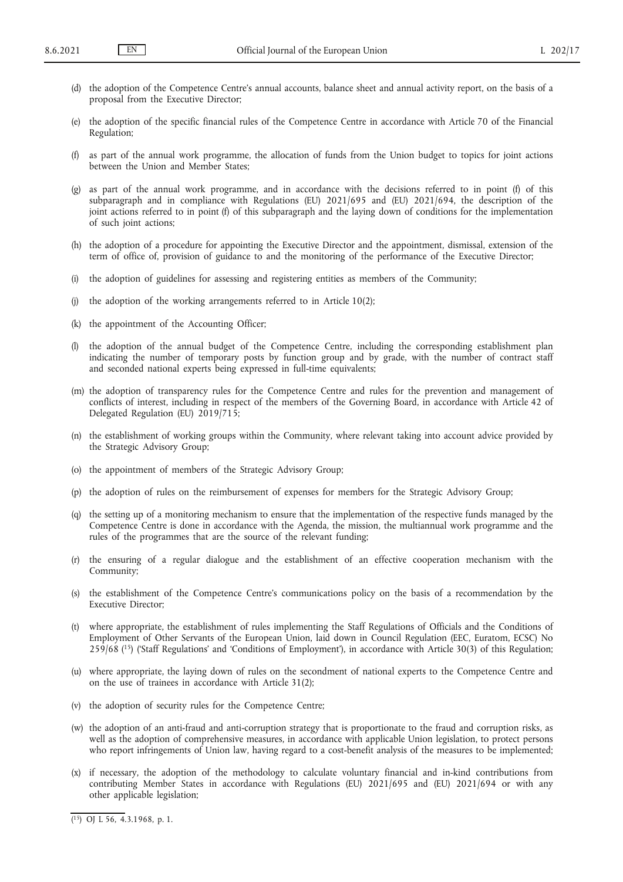(d) the adoption of the Competence Centre's annual accounts, balance sheet and annual activity report, on the basis of a proposal from the Executive Director;

(e) the adoption of the specific financial rules of the Competence Centre in accordance with Article 70 of the Financial Regulation;

(f) as part of the annual work programme, the allocation of funds from the Union budget to topics for joint actions between the Union and Member States;

(g) as part of the annual work programme, and in accordance with the decisions referred to in point (f) of this subparagraph and in compliance with Regulations (EU) 2021/695 and (EU) 2021/694, the description of the joint actions referred to in point (f) of this subparagraph and the laying down of conditions for the implementation of such joint actions;

(h) the adoption of a procedure for appointing the Executive Director and the appointment, dismissal, extension of the term of office of, provision of guidance to and the monitoring of the performance of the Executive Director;

(i) the adoption of guidelines for assessing and registering entities as members of the Community;

(j) the adoption of the working arrangements referred to in Article 10(2);

(k) the appointment of the Accounting Officer;

(l) the adoption of the annual budget of the Competence Centre, including the corresponding establishment plan indicating the number of temporary posts by function group and by grade, with the number of contract staff and seconded national experts being expressed in full-time equivalents;

(m) the adoption of transparency rules for the Competence Centre and rules for the prevention and management of conflicts of interest, including in respect of the members of the Governing Board, in accordance with Article 42 of Delegated Regulation (EU) 2019/715;

(n) the establishment of working groups within the Community, where relevant taking into account advice provided by the Strategic Advisory Group;

(o) the appointment of members of the Strategic Advisory Group;

(p) the adoption of rules on the reimbursement of expenses for members for the Strategic Advisory Group;

(q) the setting up of a monitoring mechanism to ensure that the implementation of the respective funds managed by the Competence Centre is done in accordance with the Agenda, the mission, the multiannual work programme and the rules of the programmes that are the source of the relevant funding;

(r) the ensuring of a regular dialogue and the establishment of an effective cooperation mechanism with the Community;

(s) the establishment of the Competence Centre's communications policy on the basis of a recommendation by the Executive Director;

(t) where appropriate, the establishment of rules implementing the Staff Regulations of Officials and the Conditions of Employment of Other Servants of the European Union, laid down in Council Regulation (EEC, Euratom, ECSC) No 259/68 [15] ('Staff Regulations' and 'Conditions of Employment'), in accordance with Article 30(3) of this Regulation;

(u) where appropriate, the laying down of rules on the secondment of national experts to the Competence Centre and on the use of trainees in accordance with Article 31(2);

(v) the adoption of security rules for the Competence Centre;

(w) the adoption of an anti-fraud and anti-corruption strategy that is proportionate to the fraud and corruption risks, as well as the adoption of comprehensive measures, in accordance with applicable Union legislation, to protect persons who report infringements of Union law, having regard to a cost-benefit analysis of the measures to be implemented;

(x) if necessary, the adoption of the methodology to calculate voluntary financial and in-kind contributions from contributing Member States in accordance with Regulations (EU) 2021/695 and (EU) 2021/694 or with any other applicable legislation;

---

[15] OJ L 56, 4.3.1968, p. 1.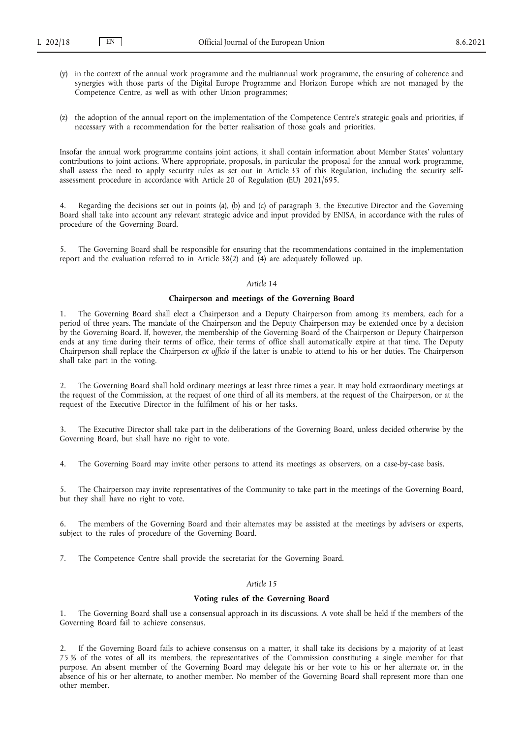(y) in the context of the annual work programme and the multiannual work programme, the ensuring of coherence and synergies with those parts of the Digital Europe Programme and Horizon Europe which are not managed by the Competence Centre, as well as with other Union programmes;

(z) the adoption of the annual report on the implementation of the Competence Centre's strategic goals and priorities, if necessary with a recommendation for the better realisation of those goals and priorities.

Insofar the annual work programme contains joint actions, it shall contain information about Member States' voluntary contributions to joint actions. Where appropriate, proposals, in particular the proposal for the annual work programme, shall assess the need to apply security rules as set out in Article 33 of this Regulation, including the security self-assessment procedure in accordance with Article 20 of Regulation (EU) 2021/695.

4. Regarding the decisions set out in points (a), (b) and (c) of paragraph 3, the Executive Director and the Governing Board shall take into account any relevant strategic advice and input provided by ENISA, in accordance with the rules of procedure of the Governing Board.

5. The Governing Board shall be responsible for ensuring that the recommendations contained in the implementation report and the evaluation referred to in Article 38(2) and (4) are adequately followed up.

*Article 14*

**Chairperson and meetings of the Governing Board**

1. The Governing Board shall elect a Chairperson and a Deputy Chairperson from among its members, each for a period of three years. The mandate of the Chairperson and the Deputy Chairperson may be extended once by a decision by the Governing Board. If, however, the membership of the Governing Board of the Chairperson or Deputy Chairperson ends at any time during their terms of office, their terms of office shall automatically expire at that time. The Deputy Chairperson shall replace the Chairperson *ex officio* if the latter is unable to attend to his or her duties. The Chairperson shall take part in the voting.

2. The Governing Board shall hold ordinary meetings at least three times a year. It may hold extraordinary meetings at the request of the Commission, at the request of one third of all its members, at the request of the Chairperson, or at the request of the Executive Director in the fulfilment of his or her tasks.

3. The Executive Director shall take part in the deliberations of the Governing Board, unless decided otherwise by the Governing Board, but shall have no right to vote.

4. The Governing Board may invite other persons to attend its meetings as observers, on a case-by-case basis.

5. The Chairperson may invite representatives of the Community to take part in the meetings of the Governing Board, but they shall have no right to vote.

6. The members of the Governing Board and their alternates may be assisted at the meetings by advisers or experts, subject to the rules of procedure of the Governing Board.

7. The Competence Centre shall provide the secretariat for the Governing Board.

*Article 15*

**Voting rules of the Governing Board**

1. The Governing Board shall use a consensual approach in its discussions. A vote shall be held if the members of the Governing Board fail to achieve consensus.

2. If the Governing Board fails to achieve consensus on a matter, it shall take its decisions by a majority of at least 75 % of the votes of all its members, the representatives of the Commission constituting a single member for that purpose. An absent member of the Governing Board may delegate his or her vote to his or her alternate or, in the absence of his or her alternate, to another member. No member of the Governing Board shall represent more than one other member.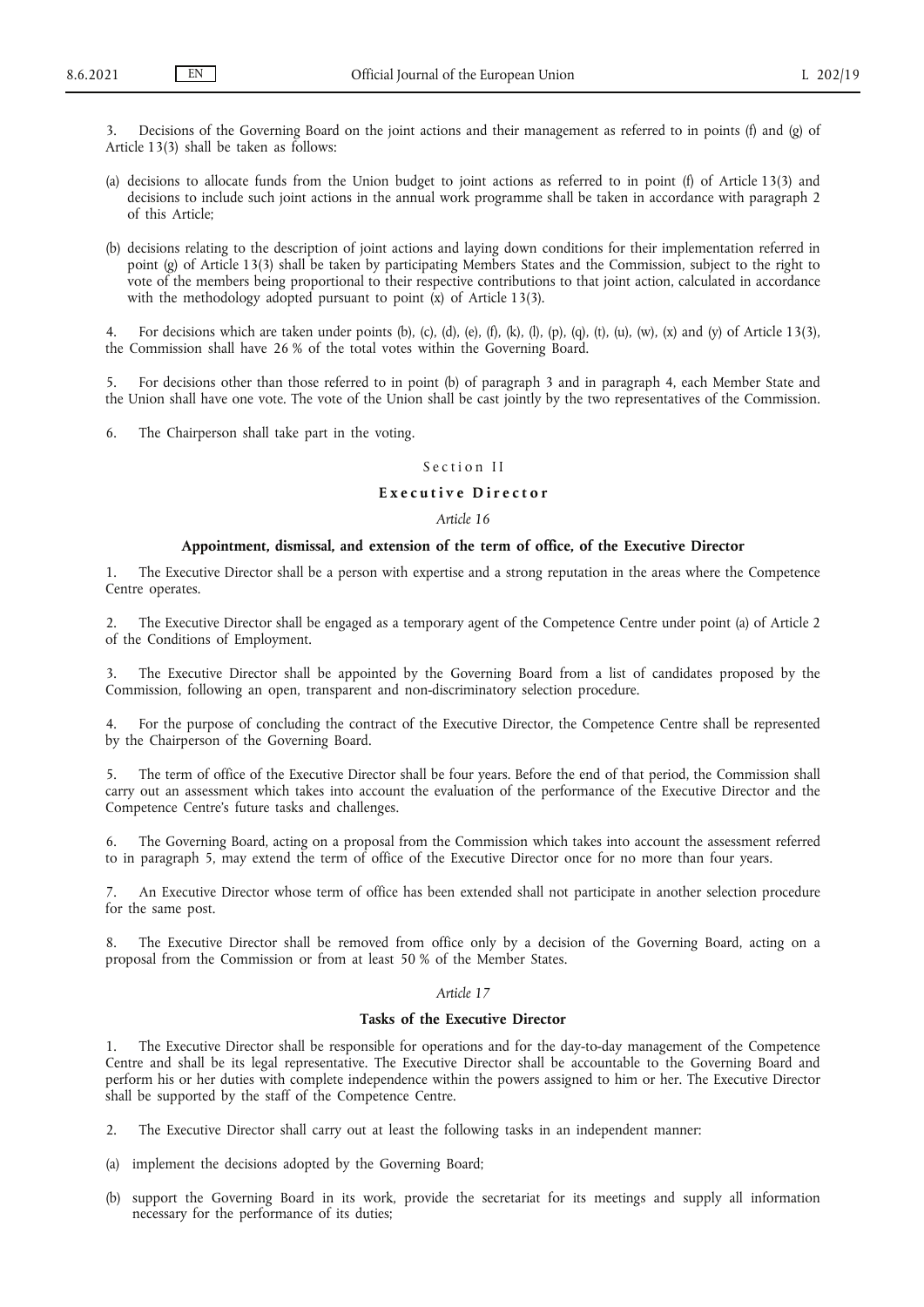3. Decisions of the Governing Board on the joint actions and their management as referred to in points (f) and (g) of Article 13(3) shall be taken as follows:

(a) decisions to allocate funds from the Union budget to joint actions as referred to in point (f) of Article 13(3) and decisions to include such joint actions in the annual work programme shall be taken in accordance with paragraph 2 of this Article;

(b) decisions relating to the description of joint actions and laying down conditions for their implementation referred in point (g) of Article 13(3) shall be taken by participating Members States and the Commission, subject to the right to vote of the members being proportional to their respective contributions to that joint action, calculated in accordance with the methodology adopted pursuant to point (x) of Article 13(3).

4. For decisions which are taken under points (b), (c), (d), (e), (f), (k), (l), (p), (q), (t), (u), (w), (x) and (y) of Article 13(3), the Commission shall have 26 % of the total votes within the Governing Board.

5. For decisions other than those referred to in point (b) of paragraph 3 and in paragraph 4, each Member State and the Union shall have one vote. The vote of the Union shall be cast jointly by the two representatives of the Commission.

6. The Chairperson shall take part in the voting.

## Section II

## Executive Director

### *Article 16*

### Appointment, dismissal, and extension of the term of office, of the Executive Director

1. The Executive Director shall be a person with expertise and a strong reputation in the areas where the Competence Centre operates.

2. The Executive Director shall be engaged as a temporary agent of the Competence Centre under point (a) of Article 2 of the Conditions of Employment.

3. The Executive Director shall be appointed by the Governing Board from a list of candidates proposed by the Commission, following an open, transparent and non-discriminatory selection procedure.

4. For the purpose of concluding the contract of the Executive Director, the Competence Centre shall be represented by the Chairperson of the Governing Board.

5. The term of office of the Executive Director shall be four years. Before the end of that period, the Commission shall carry out an assessment which takes into account the evaluation of the performance of the Executive Director and the Competence Centre's future tasks and challenges.

6. The Governing Board, acting on a proposal from the Commission which takes into account the assessment referred to in paragraph 5, may extend the term of office of the Executive Director once for no more than four years.

7. An Executive Director whose term of office has been extended shall not participate in another selection procedure for the same post.

8. The Executive Director shall be removed from office only by a decision of the Governing Board, acting on a proposal from the Commission or from at least 50 % of the Member States.

### *Article 17*

### Tasks of the Executive Director

1. The Executive Director shall be responsible for operations and for the day-to-day management of the Competence Centre and shall be its legal representative. The Executive Director shall be accountable to the Governing Board and perform his or her duties with complete independence within the powers assigned to him or her. The Executive Director shall be supported by the staff of the Competence Centre.

2. The Executive Director shall carry out at least the following tasks in an independent manner:

(a) implement the decisions adopted by the Governing Board;

(b) support the Governing Board in its work, provide the secretariat for its meetings and supply all information necessary for the performance of its duties;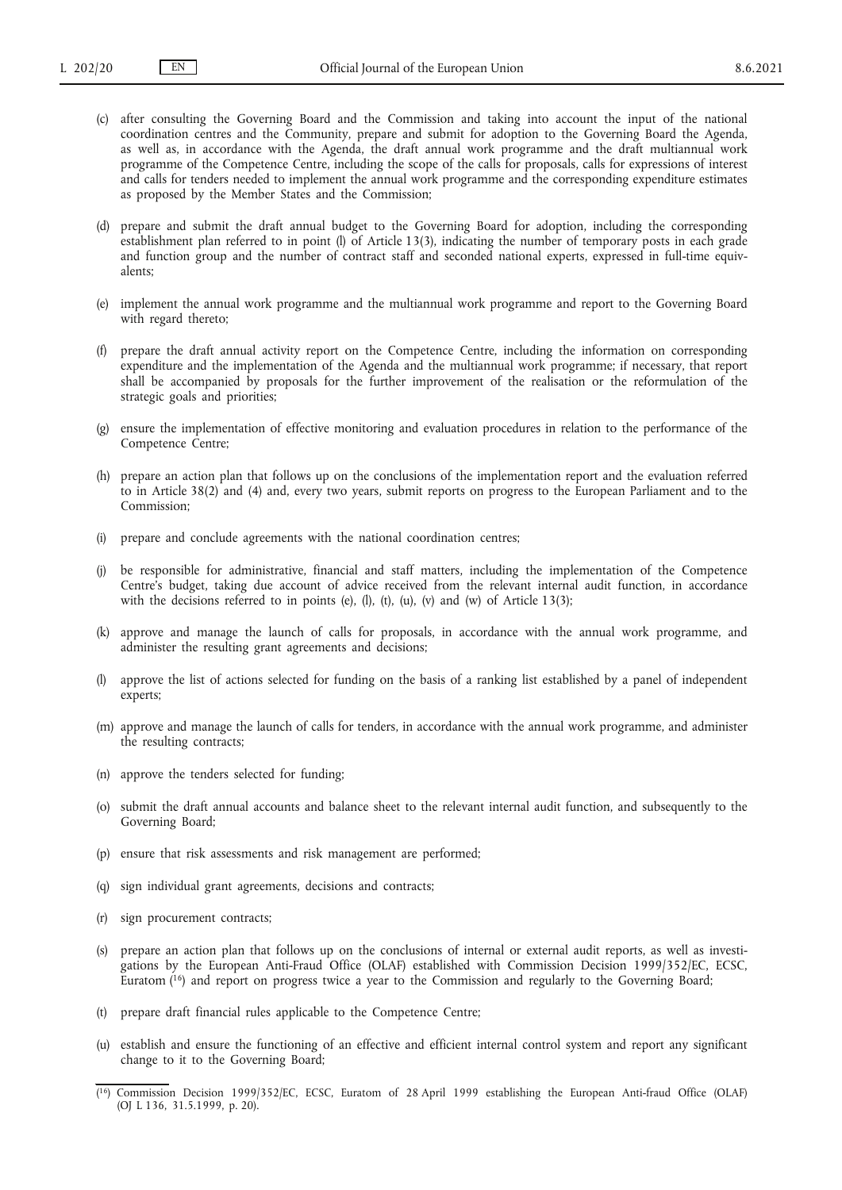(c) after consulting the Governing Board and the Commission and taking into account the input of the national coordination centres and the Community, prepare and submit for adoption to the Governing Board the Agenda, as well as, in accordance with the Agenda, the draft annual work programme and the draft multiannual work programme of the Competence Centre, including the scope of the calls for proposals, calls for expressions of interest and calls for tenders needed to implement the annual work programme and the corresponding expenditure estimates as proposed by the Member States and the Commission;

(d) prepare and submit the draft annual budget to the Governing Board for adoption, including the corresponding establishment plan referred to in point (l) of Article 13(3), indicating the number of temporary posts in each grade and function group and the number of contract staff and seconded national experts, expressed in full-time equivalents;

(e) implement the annual work programme and the multiannual work programme and report to the Governing Board with regard thereto;

(f) prepare the draft annual activity report on the Competence Centre, including the information on corresponding expenditure and the implementation of the Agenda and the multiannual work programme; if necessary, that report shall be accompanied by proposals for the further improvement of the realisation or the reformulation of the strategic goals and priorities;

(g) ensure the implementation of effective monitoring and evaluation procedures in relation to the performance of the Competence Centre;

(h) prepare an action plan that follows up on the conclusions of the implementation report and the evaluation referred to in Article 38(2) and (4) and, every two years, submit reports on progress to the European Parliament and to the Commission;

(i) prepare and conclude agreements with the national coordination centres;

(j) be responsible for administrative, financial and staff matters, including the implementation of the Competence Centre's budget, taking due account of advice received from the relevant internal audit function, in accordance with the decisions referred to in points (e), (l), (t), (u), (v) and (w) of Article 13(3);

(k) approve and manage the launch of calls for proposals, in accordance with the annual work programme, and administer the resulting grant agreements and decisions;

(l) approve the list of actions selected for funding on the basis of a ranking list established by a panel of independent experts;

(m) approve and manage the launch of calls for tenders, in accordance with the annual work programme, and administer the resulting contracts;

(n) approve the tenders selected for funding;

(o) submit the draft annual accounts and balance sheet to the relevant internal audit function, and subsequently to the Governing Board;

(p) ensure that risk assessments and risk management are performed;

(q) sign individual grant agreements, decisions and contracts;

(r) sign procurement contracts;

(s) prepare an action plan that follows up on the conclusions of internal or external audit reports, as well as investigations by the European Anti-Fraud Office (OLAF) established with Commission Decision 1999/352/EC, ECSC, Euratom [16] and report on progress twice a year to the Commission and regularly to the Governing Board;

(t) prepare draft financial rules applicable to the Competence Centre;

(u) establish and ensure the functioning of an effective and efficient internal control system and report any significant change to it to the Governing Board;

---

[16] Commission Decision 1999/352/EC, ECSC, Euratom of 28 April 1999 establishing the European Anti-fraud Office (OLAF) (OJ L 136, 31.5.1999, p. 20).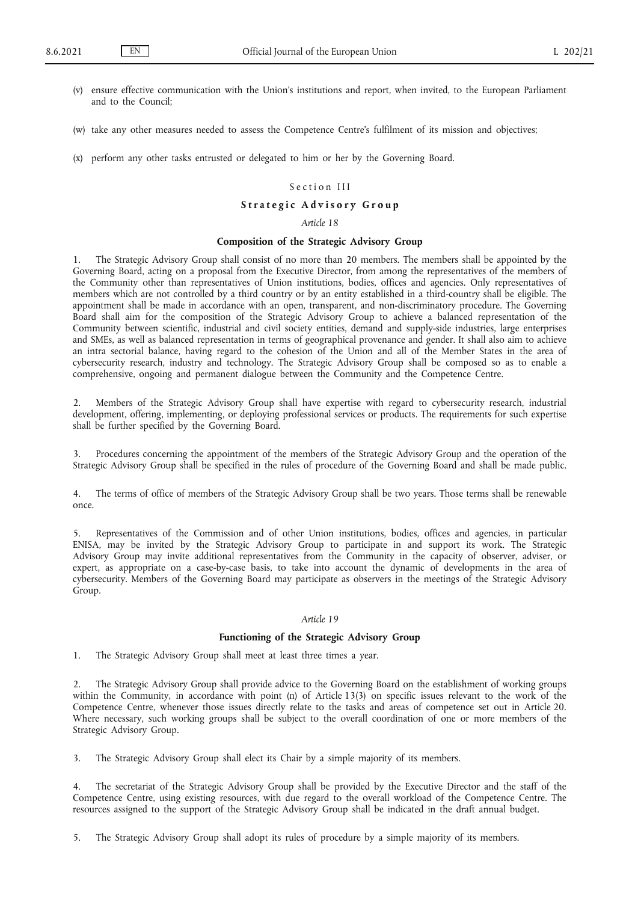(v) ensure effective communication with the Union's institutions and report, when invited, to the European Parliament and to the Council;

(w) take any other measures needed to assess the Competence Centre's fulfilment of its mission and objectives;

(x) perform any other tasks entrusted or delegated to him or her by the Governing Board.

## Section III

## Strategic Advisory Group

*Article 18*

### Composition of the Strategic Advisory Group

1. The Strategic Advisory Group shall consist of no more than 20 members. The members shall be appointed by the Governing Board, acting on a proposal from the Executive Director, from among the representatives of the members of the Community other than representatives of Union institutions, bodies, offices and agencies. Only representatives of members which are not controlled by a third country or by an entity established in a third-country shall be eligible. The appointment shall be made in accordance with an open, transparent, and non-discriminatory procedure. The Governing Board shall aim for the composition of the Strategic Advisory Group to achieve a balanced representation of the Community between scientific, industrial and civil society entities, demand and supply-side industries, large enterprises and SMEs, as well as balanced representation in terms of geographical provenance and gender. It shall also aim to achieve an intra sectorial balance, having regard to the cohesion of the Union and all of the Member States in the area of cybersecurity research, industry and technology. The Strategic Advisory Group shall be composed so as to enable a comprehensive, ongoing and permanent dialogue between the Community and the Competence Centre.

2. Members of the Strategic Advisory Group shall have expertise with regard to cybersecurity research, industrial development, offering, implementing, or deploying professional services or products. The requirements for such expertise shall be further specified by the Governing Board.

3. Procedures concerning the appointment of the members of the Strategic Advisory Group and the operation of the Strategic Advisory Group shall be specified in the rules of procedure of the Governing Board and shall be made public.

4. The terms of office of members of the Strategic Advisory Group shall be two years. Those terms shall be renewable once.

5. Representatives of the Commission and of other Union institutions, bodies, offices and agencies, in particular ENISA, may be invited by the Strategic Advisory Group to participate in and support its work. The Strategic Advisory Group may invite additional representatives from the Community in the capacity of observer, adviser, or expert, as appropriate on a case-by-case basis, to take into account the dynamic of developments in the area of cybersecurity. Members of the Governing Board may participate as observers in the meetings of the Strategic Advisory Group.

*Article 19*

### Functioning of the Strategic Advisory Group

1. The Strategic Advisory Group shall meet at least three times a year.

2. The Strategic Advisory Group shall provide advice to the Governing Board on the establishment of working groups within the Community, in accordance with point (n) of Article 13(3) on specific issues relevant to the work of the Competence Centre, whenever those issues directly relate to the tasks and areas of competence set out in Article 20. Where necessary, such working groups shall be subject to the overall coordination of one or more members of the Strategic Advisory Group.

3. The Strategic Advisory Group shall elect its Chair by a simple majority of its members.

4. The secretariat of the Strategic Advisory Group shall be provided by the Executive Director and the staff of the Competence Centre, using existing resources, with due regard to the overall workload of the Competence Centre. The resources assigned to the support of the Strategic Advisory Group shall be indicated in the draft annual budget.

5. The Strategic Advisory Group shall adopt its rules of procedure by a simple majority of its members.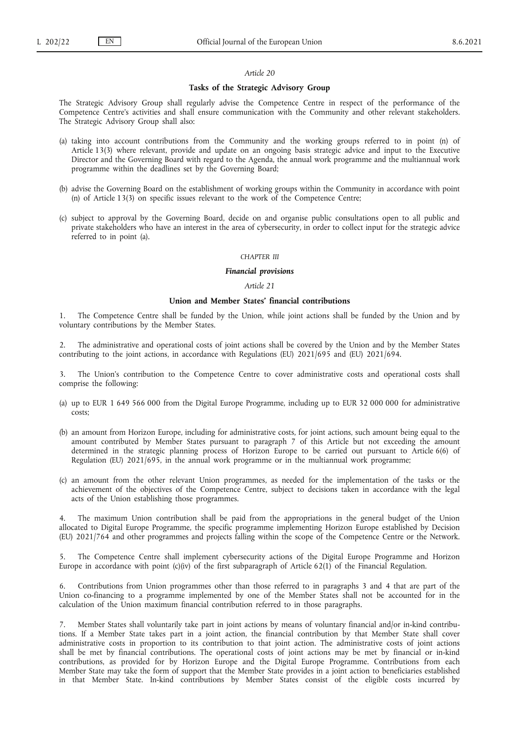*Article 20*

**Tasks of the Strategic Advisory Group**

The Strategic Advisory Group shall regularly advise the Competence Centre in respect of the performance of the Competence Centre's activities and shall ensure communication with the Community and other relevant stakeholders. The Strategic Advisory Group shall also:

(a) taking into account contributions from the Community and the working groups referred to in point (n) of Article 13(3) where relevant, provide and update on an ongoing basis strategic advice and input to the Executive Director and the Governing Board with regard to the Agenda, the annual work programme and the multiannual work programme within the deadlines set by the Governing Board;

(b) advise the Governing Board on the establishment of working groups within the Community in accordance with point (n) of Article 13(3) on specific issues relevant to the work of the Competence Centre;

(c) subject to approval by the Governing Board, decide on and organise public consultations open to all public and private stakeholders who have an interest in the area of cybersecurity, in order to collect input for the strategic advice referred to in point (a).

*CHAPTER III*

***Financial provisions***

*Article 21*

**Union and Member States' financial contributions**

1. The Competence Centre shall be funded by the Union, while joint actions shall be funded by the Union and by voluntary contributions by the Member States.

2. The administrative and operational costs of joint actions shall be covered by the Union and by the Member States contributing to the joint actions, in accordance with Regulations (EU) 2021/695 and (EU) 2021/694.

3. The Union's contribution to the Competence Centre to cover administrative costs and operational costs shall comprise the following:

(a) up to EUR 1 649 566 000 from the Digital Europe Programme, including up to EUR 32 000 000 for administrative costs;

(b) an amount from Horizon Europe, including for administrative costs, for joint actions, such amount being equal to the amount contributed by Member States pursuant to paragraph 7 of this Article but not exceeding the amount determined in the strategic planning process of Horizon Europe to be carried out pursuant to Article 6(6) of Regulation (EU) 2021/695, in the annual work programme or in the multiannual work programme;

(c) an amount from the other relevant Union programmes, as needed for the implementation of the tasks or the achievement of the objectives of the Competence Centre, subject to decisions taken in accordance with the legal acts of the Union establishing those programmes.

4. The maximum Union contribution shall be paid from the appropriations in the general budget of the Union allocated to Digital Europe Programme, the specific programme implementing Horizon Europe established by Decision (EU) 2021/764 and other programmes and projects falling within the scope of the Competence Centre or the Network.

5. The Competence Centre shall implement cybersecurity actions of the Digital Europe Programme and Horizon Europe in accordance with point (c)(iv) of the first subparagraph of Article 62(1) of the Financial Regulation.

6. Contributions from Union programmes other than those referred to in paragraphs 3 and 4 that are part of the Union co-financing to a programme implemented by one of the Member States shall not be accounted for in the calculation of the Union maximum financial contribution referred to in those paragraphs.

7. Member States shall voluntarily take part in joint actions by means of voluntary financial and/or in-kind contributions. If a Member State takes part in a joint action, the financial contribution by that Member State shall cover administrative costs in proportion to its contribution to that joint action. The administrative costs of joint actions shall be met by financial contributions. The operational costs of joint actions may be met by financial or in-kind contributions, as provided for by Horizon Europe and the Digital Europe Programme. Contributions from each Member State may take the form of support that the Member State provides in a joint action to beneficiaries established in that Member State. In-kind contributions by Member States consist of the eligible costs incurred by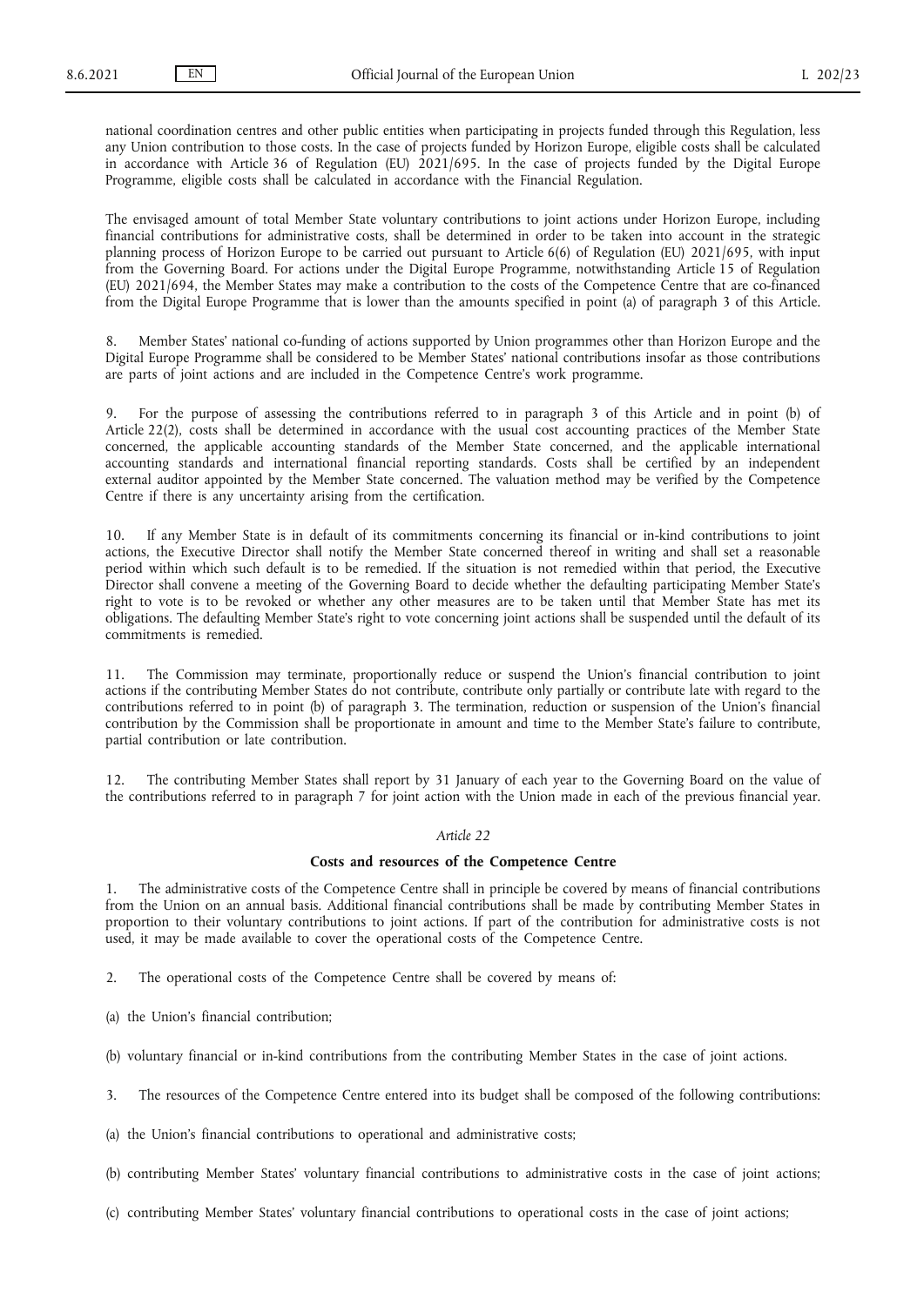national coordination centres and other public entities when participating in projects funded through this Regulation, less any Union contribution to those costs. In the case of projects funded by Horizon Europe, eligible costs shall be calculated in accordance with Article 36 of Regulation (EU) 2021/695. In the case of projects funded by the Digital Europe Programme, eligible costs shall be calculated in accordance with the Financial Regulation.

The envisaged amount of total Member State voluntary contributions to joint actions under Horizon Europe, including financial contributions for administrative costs, shall be determined in order to be taken into account in the strategic planning process of Horizon Europe to be carried out pursuant to Article 6(6) of Regulation (EU) 2021/695, with input from the Governing Board. For actions under the Digital Europe Programme, notwithstanding Article 15 of Regulation (EU) 2021/694, the Member States may make a contribution to the costs of the Competence Centre that are co-financed from the Digital Europe Programme that is lower than the amounts specified in point (a) of paragraph 3 of this Article.

8. Member States' national co-funding of actions supported by Union programmes other than Horizon Europe and the Digital Europe Programme shall be considered to be Member States' national contributions insofar as those contributions are parts of joint actions and are included in the Competence Centre's work programme.

9. For the purpose of assessing the contributions referred to in paragraph 3 of this Article and in point (b) of Article 22(2), costs shall be determined in accordance with the usual cost accounting practices of the Member State concerned, the applicable accounting standards of the Member State concerned, and the applicable international accounting standards and international financial reporting standards. Costs shall be certified by an independent external auditor appointed by the Member State concerned. The valuation method may be verified by the Competence Centre if there is any uncertainty arising from the certification.

10. If any Member State is in default of its commitments concerning its financial or in-kind contributions to joint actions, the Executive Director shall notify the Member State concerned thereof in writing and shall set a reasonable period within which such default is to be remedied. If the situation is not remedied within that period, the Executive Director shall convene a meeting of the Governing Board to decide whether the defaulting participating Member State's right to vote is to be revoked or whether any other measures are to be taken until that Member State has met its obligations. The defaulting Member State's right to vote concerning joint actions shall be suspended until the default of its commitments is remedied.

11. The Commission may terminate, proportionally reduce or suspend the Union's financial contribution to joint actions if the contributing Member States do not contribute, contribute only partially or contribute late with regard to the contributions referred to in point (b) of paragraph 3. The termination, reduction or suspension of the Union's financial contribution by the Commission shall be proportionate in amount and time to the Member State's failure to contribute, partial contribution or late contribution.

12. The contributing Member States shall report by 31 January of each year to the Governing Board on the value of the contributions referred to in paragraph 7 for joint action with the Union made in each of the previous financial year.

*Article 22*

**Costs and resources of the Competence Centre**

1. The administrative costs of the Competence Centre shall in principle be covered by means of financial contributions from the Union on an annual basis. Additional financial contributions shall be made by contributing Member States in proportion to their voluntary contributions to joint actions. If part of the contribution for administrative costs is not used, it may be made available to cover the operational costs of the Competence Centre.

2. The operational costs of the Competence Centre shall be covered by means of:

(a) the Union's financial contribution;

(b) voluntary financial or in-kind contributions from the contributing Member States in the case of joint actions.

3. The resources of the Competence Centre entered into its budget shall be composed of the following contributions:

(a) the Union's financial contributions to operational and administrative costs;

(b) contributing Member States' voluntary financial contributions to administrative costs in the case of joint actions;

(c) contributing Member States' voluntary financial contributions to operational costs in the case of joint actions;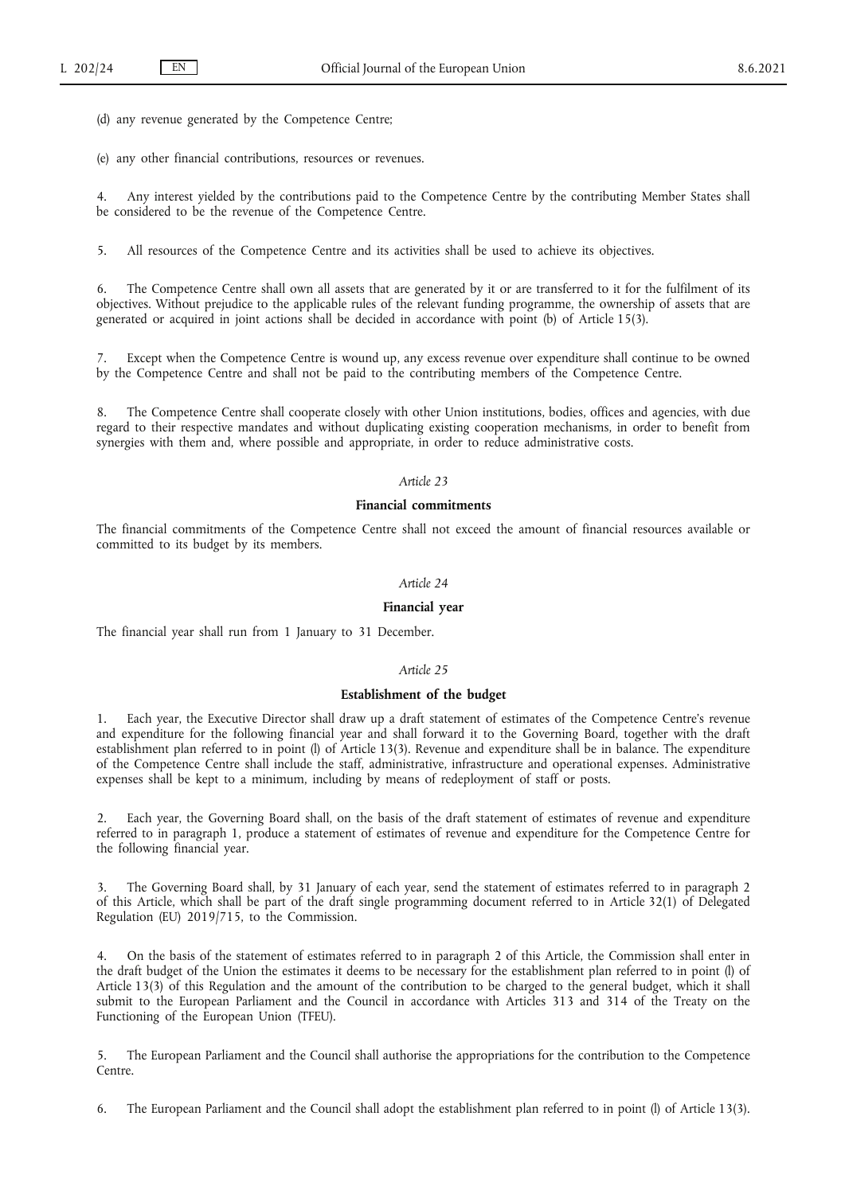(d) any revenue generated by the Competence Centre;

(e) any other financial contributions, resources or revenues.

4. Any interest yielded by the contributions paid to the Competence Centre by the contributing Member States shall be considered to be the revenue of the Competence Centre.

5. All resources of the Competence Centre and its activities shall be used to achieve its objectives.

6. The Competence Centre shall own all assets that are generated by it or are transferred to it for the fulfilment of its objectives. Without prejudice to the applicable rules of the relevant funding programme, the ownership of assets that are generated or acquired in joint actions shall be decided in accordance with point (b) of Article 15(3).

7. Except when the Competence Centre is wound up, any excess revenue over expenditure shall continue to be owned by the Competence Centre and shall not be paid to the contributing members of the Competence Centre.

8. The Competence Centre shall cooperate closely with other Union institutions, bodies, offices and agencies, with due regard to their respective mandates and without duplicating existing cooperation mechanisms, in order to benefit from synergies with them and, where possible and appropriate, in order to reduce administrative costs.

*Article 23*

**Financial commitments**

The financial commitments of the Competence Centre shall not exceed the amount of financial resources available or committed to its budget by its members.

*Article 24*

**Financial year**

The financial year shall run from 1 January to 31 December.

*Article 25*

**Establishment of the budget**

1. Each year, the Executive Director shall draw up a draft statement of estimates of the Competence Centre's revenue and expenditure for the following financial year and shall forward it to the Governing Board, together with the draft establishment plan referred to in point (l) of Article 13(3). Revenue and expenditure shall be in balance. The expenditure of the Competence Centre shall include the staff, administrative, infrastructure and operational expenses. Administrative expenses shall be kept to a minimum, including by means of redeployment of staff or posts.

2. Each year, the Governing Board shall, on the basis of the draft statement of estimates of revenue and expenditure referred to in paragraph 1, produce a statement of estimates of revenue and expenditure for the Competence Centre for the following financial year.

3. The Governing Board shall, by 31 January of each year, send the statement of estimates referred to in paragraph 2 of this Article, which shall be part of the draft single programming document referred to in Article 32(1) of Delegated Regulation (EU) 2019/715, to the Commission.

4. On the basis of the statement of estimates referred to in paragraph 2 of this Article, the Commission shall enter in the draft budget of the Union the estimates it deems to be necessary for the establishment plan referred to in point (l) of Article 13(3) of this Regulation and the amount of the contribution to be charged to the general budget, which it shall submit to the European Parliament and the Council in accordance with Articles 313 and 314 of the Treaty on the Functioning of the European Union (TFEU).

5. The European Parliament and the Council shall authorise the appropriations for the contribution to the Competence Centre.

6. The European Parliament and the Council shall adopt the establishment plan referred to in point (l) of Article 13(3).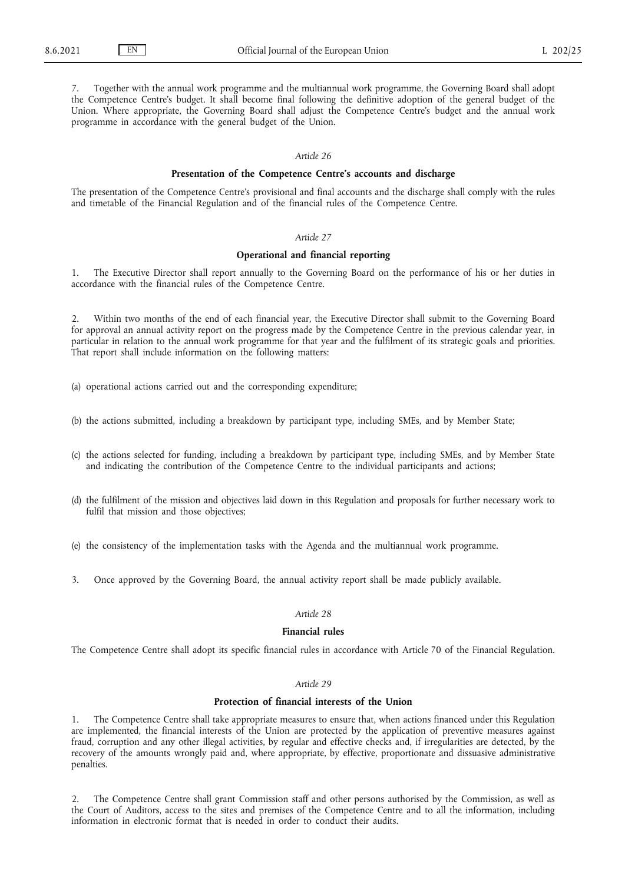7. Together with the annual work programme and the multiannual work programme, the Governing Board shall adopt the Competence Centre's budget. It shall become final following the definitive adoption of the general budget of the Union. Where appropriate, the Governing Board shall adjust the Competence Centre's budget and the annual work programme in accordance with the general budget of the Union.

*Article 26*

**Presentation of the Competence Centre's accounts and discharge**

The presentation of the Competence Centre's provisional and final accounts and the discharge shall comply with the rules and timetable of the Financial Regulation and of the financial rules of the Competence Centre.

*Article 27*

**Operational and financial reporting**

1. The Executive Director shall report annually to the Governing Board on the performance of his or her duties in accordance with the financial rules of the Competence Centre.

2. Within two months of the end of each financial year, the Executive Director shall submit to the Governing Board for approval an annual activity report on the progress made by the Competence Centre in the previous calendar year, in particular in relation to the annual work programme for that year and the fulfilment of its strategic goals and priorities. That report shall include information on the following matters:

(a) operational actions carried out and the corresponding expenditure;

(b) the actions submitted, including a breakdown by participant type, including SMEs, and by Member State;

(c) the actions selected for funding, including a breakdown by participant type, including SMEs, and by Member State and indicating the contribution of the Competence Centre to the individual participants and actions;

(d) the fulfilment of the mission and objectives laid down in this Regulation and proposals for further necessary work to fulfil that mission and those objectives;

(e) the consistency of the implementation tasks with the Agenda and the multiannual work programme.

3. Once approved by the Governing Board, the annual activity report shall be made publicly available.

*Article 28*

**Financial rules**

The Competence Centre shall adopt its specific financial rules in accordance with Article 70 of the Financial Regulation.

*Article 29*

**Protection of financial interests of the Union**

1. The Competence Centre shall take appropriate measures to ensure that, when actions financed under this Regulation are implemented, the financial interests of the Union are protected by the application of preventive measures against fraud, corruption and any other illegal activities, by regular and effective checks and, if irregularities are detected, by the recovery of the amounts wrongly paid and, where appropriate, by effective, proportionate and dissuasive administrative penalties.

2. The Competence Centre shall grant Commission staff and other persons authorised by the Commission, as well as the Court of Auditors, access to the sites and premises of the Competence Centre and to all the information, including information in electronic format that is needed in order to conduct their audits.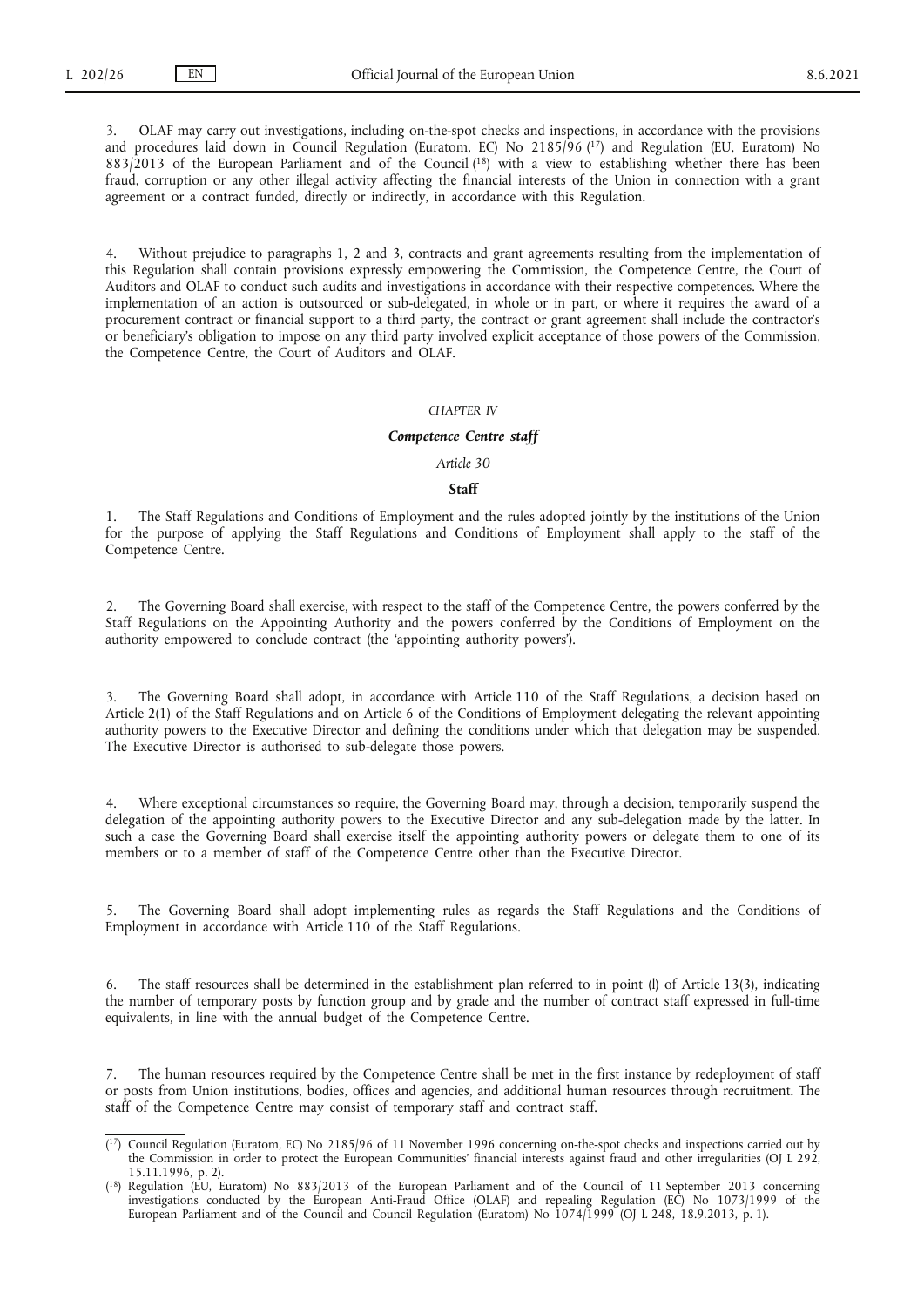3. OLAF may carry out investigations, including on-the-spot checks and inspections, in accordance with the provisions and procedures laid down in Council Regulation (Euratom, EC) No 2185/96 [17] and Regulation (EU, Euratom) No 883/2013 of the European Parliament and of the Council [18] with a view to establishing whether there has been fraud, corruption or any other illegal activity affecting the financial interests of the Union in connection with a grant agreement or a contract funded, directly or indirectly, in accordance with this Regulation.

4. Without prejudice to paragraphs 1, 2 and 3, contracts and grant agreements resulting from the implementation of this Regulation shall contain provisions expressly empowering the Commission, the Competence Centre, the Court of Auditors and OLAF to conduct such audits and investigations in accordance with their respective competences. Where the implementation of an action is outsourced or sub-delegated, in whole or in part, or where it requires the award of a procurement contract or financial support to a third party, the contract or grant agreement shall include the contractor's or beneficiary's obligation to impose on any third party involved explicit acceptance of those powers of the Commission, the Competence Centre, the Court of Auditors and OLAF.

*CHAPTER IV*

***Competence Centre staff***

*Article 30*

**Staff**

1. The Staff Regulations and Conditions of Employment and the rules adopted jointly by the institutions of the Union for the purpose of applying the Staff Regulations and Conditions of Employment shall apply to the staff of the Competence Centre.

2. The Governing Board shall exercise, with respect to the staff of the Competence Centre, the powers conferred by the Staff Regulations on the Appointing Authority and the powers conferred by the Conditions of Employment on the authority empowered to conclude contract (the 'appointing authority powers').

3. The Governing Board shall adopt, in accordance with Article 110 of the Staff Regulations, a decision based on Article 2(1) of the Staff Regulations and on Article 6 of the Conditions of Employment delegating the relevant appointing authority powers to the Executive Director and defining the conditions under which that delegation may be suspended. The Executive Director is authorised to sub-delegate those powers.

4. Where exceptional circumstances so require, the Governing Board may, through a decision, temporarily suspend the delegation of the appointing authority powers to the Executive Director and any sub-delegation made by the latter. In such a case the Governing Board shall exercise itself the appointing authority powers or delegate them to one of its members or to a member of staff of the Competence Centre other than the Executive Director.

5. The Governing Board shall adopt implementing rules as regards the Staff Regulations and the Conditions of Employment in accordance with Article 110 of the Staff Regulations.

6. The staff resources shall be determined in the establishment plan referred to in point (l) of Article 13(3), indicating the number of temporary posts by function group and by grade and the number of contract staff expressed in full-time equivalents, in line with the annual budget of the Competence Centre.

7. The human resources required by the Competence Centre shall be met in the first instance by redeployment of staff or posts from Union institutions, bodies, offices and agencies, and additional human resources through recruitment. The staff of the Competence Centre may consist of temporary staff and contract staff.

---

[17] Council Regulation (Euratom, EC) No 2185/96 of 11 November 1996 concerning on-the-spot checks and inspections carried out by the Commission in order to protect the European Communities' financial interests against fraud and other irregularities (OJ L 292, 15.11.1996, p. 2).

[18] Regulation (EU, Euratom) No 883/2013 of the European Parliament and of the Council of 11 September 2013 concerning investigations conducted by the European Anti-Fraud Office (OLAF) and repealing Regulation (EC) No 1073/1999 of the European Parliament and of the Council and Council Regulation (Euratom) No 1074/1999 (OJ L 248, 18.9.2013, p. 1).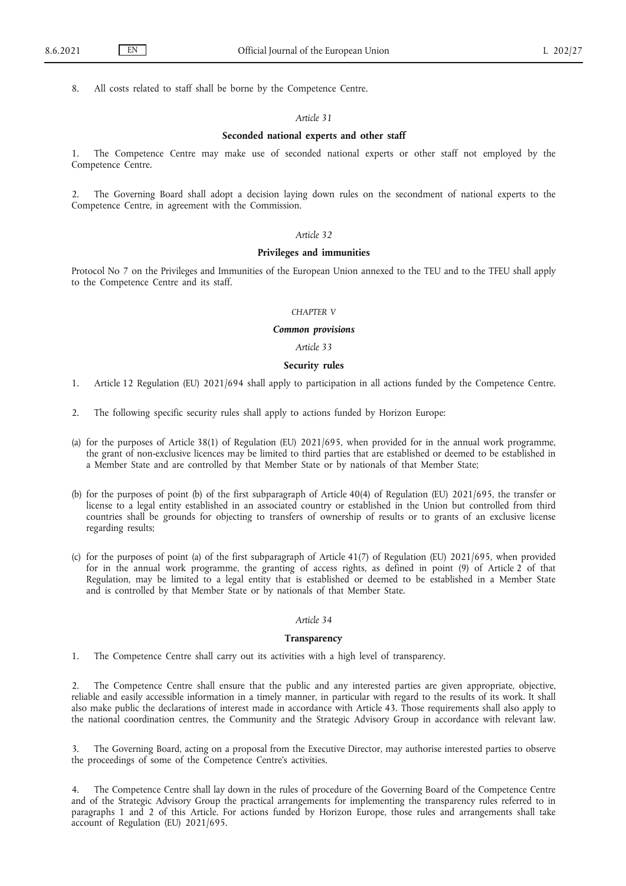8. All costs related to staff shall be borne by the Competence Centre.

*Article 31*

**Seconded national experts and other staff**

1. The Competence Centre may make use of seconded national experts or other staff not employed by the Competence Centre.

2. The Governing Board shall adopt a decision laying down rules on the secondment of national experts to the Competence Centre, in agreement with the Commission.

*Article 32*

**Privileges and immunities**

Protocol No 7 on the Privileges and Immunities of the European Union annexed to the TEU and to the TFEU shall apply to the Competence Centre and its staff.

*CHAPTER V*

***Common provisions***

*Article 33*

**Security rules**

1. Article 12 Regulation (EU) 2021/694 shall apply to participation in all actions funded by the Competence Centre.

2. The following specific security rules shall apply to actions funded by Horizon Europe:

(a) for the purposes of Article 38(1) of Regulation (EU) 2021/695, when provided for in the annual work programme, the grant of non-exclusive licences may be limited to third parties that are established or deemed to be established in a Member State and are controlled by that Member State or by nationals of that Member State;

(b) for the purposes of point (b) of the first subparagraph of Article 40(4) of Regulation (EU) 2021/695, the transfer or license to a legal entity established in an associated country or established in the Union but controlled from third countries shall be grounds for objecting to transfers of ownership of results or to grants of an exclusive license regarding results;

(c) for the purposes of point (a) of the first subparagraph of Article 41(7) of Regulation (EU) 2021/695, when provided for in the annual work programme, the granting of access rights, as defined in point (9) of Article 2 of that Regulation, may be limited to a legal entity that is established or deemed to be established in a Member State and is controlled by that Member State or by nationals of that Member State.

*Article 34*

**Transparency**

1. The Competence Centre shall carry out its activities with a high level of transparency.

2. The Competence Centre shall ensure that the public and any interested parties are given appropriate, objective, reliable and easily accessible information in a timely manner, in particular with regard to the results of its work. It shall also make public the declarations of interest made in accordance with Article 43. Those requirements shall also apply to the national coordination centres, the Community and the Strategic Advisory Group in accordance with relevant law.

3. The Governing Board, acting on a proposal from the Executive Director, may authorise interested parties to observe the proceedings of some of the Competence Centre's activities.

4. The Competence Centre shall lay down in the rules of procedure of the Governing Board of the Competence Centre and of the Strategic Advisory Group the practical arrangements for implementing the transparency rules referred to in paragraphs 1 and 2 of this Article. For actions funded by Horizon Europe, those rules and arrangements shall take account of Regulation (EU) 2021/695.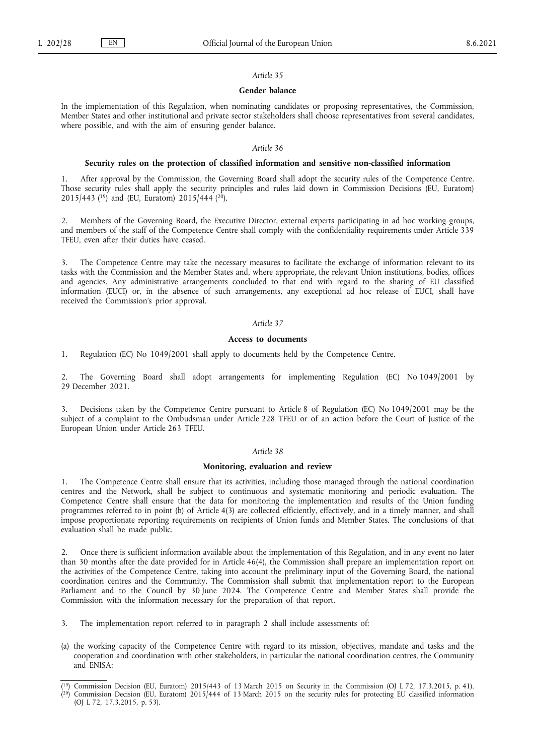*Article 35*

**Gender balance**

In the implementation of this Regulation, when nominating candidates or proposing representatives, the Commission, Member States and other institutional and private sector stakeholders shall choose representatives from several candidates, where possible, and with the aim of ensuring gender balance.

*Article 36*

**Security rules on the protection of classified information and sensitive non-classified information**

1. After approval by the Commission, the Governing Board shall adopt the security rules of the Competence Centre. Those security rules shall apply the security principles and rules laid down in Commission Decisions (EU, Euratom) 2015/443 ([19]) and (EU, Euratom) 2015/444 ([20]).

2. Members of the Governing Board, the Executive Director, external experts participating in ad hoc working groups, and members of the staff of the Competence Centre shall comply with the confidentiality requirements under Article 339 TFEU, even after their duties have ceased.

3. The Competence Centre may take the necessary measures to facilitate the exchange of information relevant to its tasks with the Commission and the Member States and, where appropriate, the relevant Union institutions, bodies, offices and agencies. Any administrative arrangements concluded to that end with regard to the sharing of EU classified information (EUCI) or, in the absence of such arrangements, any exceptional ad hoc release of EUCI, shall have received the Commission's prior approval.

*Article 37*

**Access to documents**

1. Regulation (EC) No 1049/2001 shall apply to documents held by the Competence Centre.

2. The Governing Board shall adopt arrangements for implementing Regulation (EC) No 1049/2001 by 29 December 2021.

3. Decisions taken by the Competence Centre pursuant to Article 8 of Regulation (EC) No 1049/2001 may be the subject of a complaint to the Ombudsman under Article 228 TFEU or of an action before the Court of Justice of the European Union under Article 263 TFEU.

*Article 38*

**Monitoring, evaluation and review**

1. The Competence Centre shall ensure that its activities, including those managed through the national coordination centres and the Network, shall be subject to continuous and systematic monitoring and periodic evaluation. The Competence Centre shall ensure that the data for monitoring the implementation and results of the Union funding programmes referred to in point (b) of Article 4(3) are collected efficiently, effectively, and in a timely manner, and shall impose proportionate reporting requirements on recipients of Union funds and Member States. The conclusions of that evaluation shall be made public.

2. Once there is sufficient information available about the implementation of this Regulation, and in any event no later than 30 months after the date provided for in Article 46(4), the Commission shall prepare an implementation report on the activities of the Competence Centre, taking into account the preliminary input of the Governing Board, the national coordination centres and the Community. The Commission shall submit that implementation report to the European Parliament and to the Council by 30 June 2024. The Competence Centre and Member States shall provide the Commission with the information necessary for the preparation of that report.

3. The implementation report referred to in paragraph 2 shall include assessments of:

(a) the working capacity of the Competence Centre with regard to its mission, objectives, mandate and tasks and the cooperation and coordination with other stakeholders, in particular the national coordination centres, the Community and ENISA;

---

([19]) Commission Decision (EU, Euratom) 2015/443 of 13 March 2015 on Security in the Commission (OJ L 72, 17.3.2015, p. 41).

([20]) Commission Decision (EU, Euratom) 2015/444 of 13 March 2015 on the security rules for protecting EU classified information (OJ L 72, 17.3.2015, p. 53).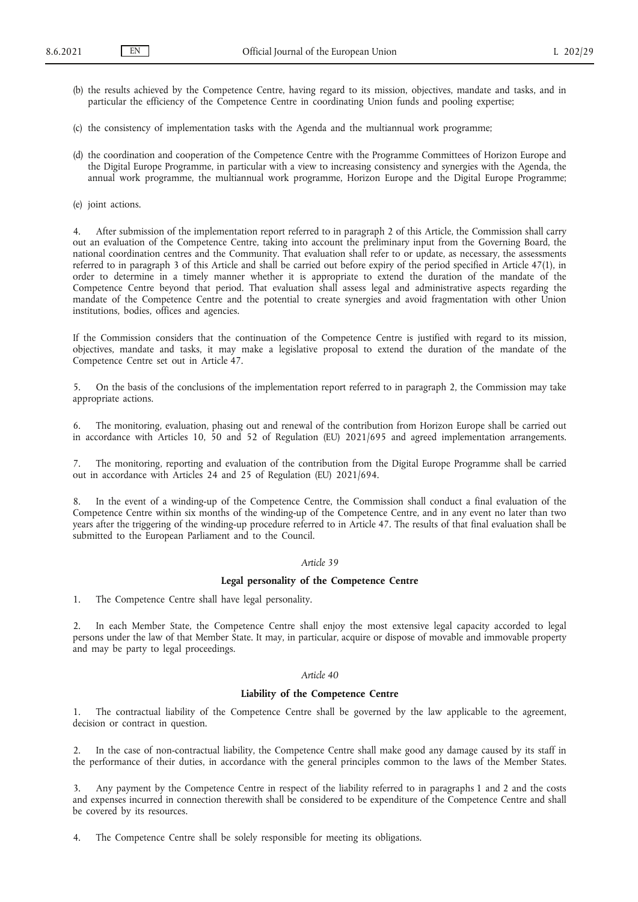(b) the results achieved by the Competence Centre, having regard to its mission, objectives, mandate and tasks, and in particular the efficiency of the Competence Centre in coordinating Union funds and pooling expertise;

(c) the consistency of implementation tasks with the Agenda and the multiannual work programme;

(d) the coordination and cooperation of the Competence Centre with the Programme Committees of Horizon Europe and the Digital Europe Programme, in particular with a view to increasing consistency and synergies with the Agenda, the annual work programme, the multiannual work programme, Horizon Europe and the Digital Europe Programme;

(e) joint actions.

4. After submission of the implementation report referred to in paragraph 2 of this Article, the Commission shall carry out an evaluation of the Competence Centre, taking into account the preliminary input from the Governing Board, the national coordination centres and the Community. That evaluation shall refer to or update, as necessary, the assessments referred to in paragraph 3 of this Article and shall be carried out before expiry of the period specified in Article 47(1), in order to determine in a timely manner whether it is appropriate to extend the duration of the mandate of the Competence Centre beyond that period. That evaluation shall assess legal and administrative aspects regarding the mandate of the Competence Centre and the potential to create synergies and avoid fragmentation with other Union institutions, bodies, offices and agencies.

If the Commission considers that the continuation of the Competence Centre is justified with regard to its mission, objectives, mandate and tasks, it may make a legislative proposal to extend the duration of the mandate of the Competence Centre set out in Article 47.

5. On the basis of the conclusions of the implementation report referred to in paragraph 2, the Commission may take appropriate actions.

6. The monitoring, evaluation, phasing out and renewal of the contribution from Horizon Europe shall be carried out in accordance with Articles 10, 50 and 52 of Regulation (EU) 2021/695 and agreed implementation arrangements.

7. The monitoring, reporting and evaluation of the contribution from the Digital Europe Programme shall be carried out in accordance with Articles 24 and 25 of Regulation (EU) 2021/694.

8. In the event of a winding-up of the Competence Centre, the Commission shall conduct a final evaluation of the Competence Centre within six months of the winding-up of the Competence Centre, and in any event no later than two years after the triggering of the winding-up procedure referred to in Article 47. The results of that final evaluation shall be submitted to the European Parliament and to the Council.

*Article 39*

**Legal personality of the Competence Centre**

1. The Competence Centre shall have legal personality.

2. In each Member State, the Competence Centre shall enjoy the most extensive legal capacity accorded to legal persons under the law of that Member State. It may, in particular, acquire or dispose of movable and immovable property and may be party to legal proceedings.

*Article 40*

**Liability of the Competence Centre**

1. The contractual liability of the Competence Centre shall be governed by the law applicable to the agreement, decision or contract in question.

2. In the case of non-contractual liability, the Competence Centre shall make good any damage caused by its staff in the performance of their duties, in accordance with the general principles common to the laws of the Member States.

3. Any payment by the Competence Centre in respect of the liability referred to in paragraphs 1 and 2 and the costs and expenses incurred in connection therewith shall be considered to be expenditure of the Competence Centre and shall be covered by its resources.

4. The Competence Centre shall be solely responsible for meeting its obligations.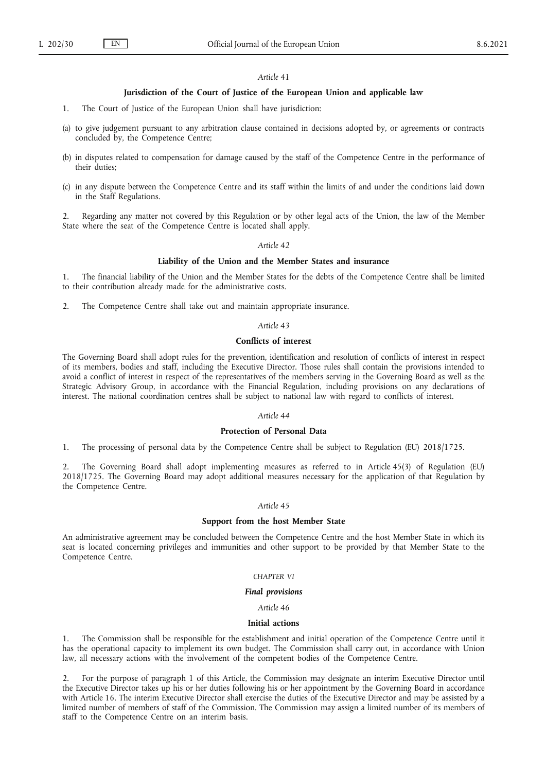*Article 41*

**Jurisdiction of the Court of Justice of the European Union and applicable law**

1. The Court of Justice of the European Union shall have jurisdiction:

(a) to give judgement pursuant to any arbitration clause contained in decisions adopted by, or agreements or contracts concluded by, the Competence Centre;

(b) in disputes related to compensation for damage caused by the staff of the Competence Centre in the performance of their duties;

(c) in any dispute between the Competence Centre and its staff within the limits of and under the conditions laid down in the Staff Regulations.

2. Regarding any matter not covered by this Regulation or by other legal acts of the Union, the law of the Member State where the seat of the Competence Centre is located shall apply.

*Article 42*

**Liability of the Union and the Member States and insurance**

1. The financial liability of the Union and the Member States for the debts of the Competence Centre shall be limited to their contribution already made for the administrative costs.

2. The Competence Centre shall take out and maintain appropriate insurance.

*Article 43*

**Conflicts of interest**

The Governing Board shall adopt rules for the prevention, identification and resolution of conflicts of interest in respect of its members, bodies and staff, including the Executive Director. Those rules shall contain the provisions intended to avoid a conflict of interest in respect of the representatives of the members serving in the Governing Board as well as the Strategic Advisory Group, in accordance with the Financial Regulation, including provisions on any declarations of interest. The national coordination centres shall be subject to national law with regard to conflicts of interest.

*Article 44*

**Protection of Personal Data**

1. The processing of personal data by the Competence Centre shall be subject to Regulation (EU) 2018/1725.

2. The Governing Board shall adopt implementing measures as referred to in Article 45(3) of Regulation (EU) 2018/1725. The Governing Board may adopt additional measures necessary for the application of that Regulation by the Competence Centre.

*Article 45*

**Support from the host Member State**

An administrative agreement may be concluded between the Competence Centre and the host Member State in which its seat is located concerning privileges and immunities and other support to be provided by that Member State to the Competence Centre.

*CHAPTER VI*

***Final provisions***

*Article 46*

**Initial actions**

1. The Commission shall be responsible for the establishment and initial operation of the Competence Centre until it has the operational capacity to implement its own budget. The Commission shall carry out, in accordance with Union law, all necessary actions with the involvement of the competent bodies of the Competence Centre.

2. For the purpose of paragraph 1 of this Article, the Commission may designate an interim Executive Director until the Executive Director takes up his or her duties following his or her appointment by the Governing Board in accordance with Article 16. The interim Executive Director shall exercise the duties of the Executive Director and may be assisted by a limited number of members of staff of the Commission. The Commission may assign a limited number of its members of staff to the Competence Centre on an interim basis.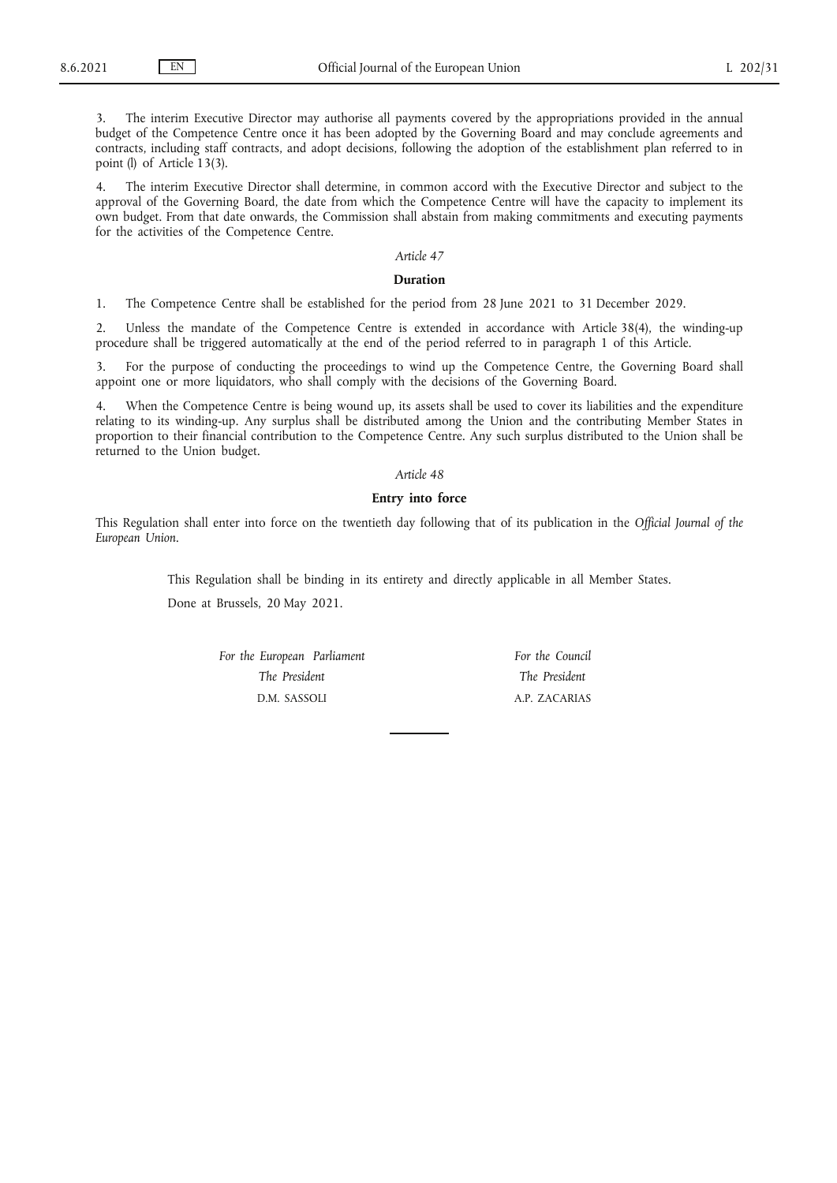3. The interim Executive Director may authorise all payments covered by the appropriations provided in the annual budget of the Competence Centre once it has been adopted by the Governing Board and may conclude agreements and contracts, including staff contracts, and adopt decisions, following the adoption of the establishment plan referred to in point (l) of Article 13(3).

4. The interim Executive Director shall determine, in common accord with the Executive Director and subject to the approval of the Governing Board, the date from which the Competence Centre will have the capacity to implement its own budget. From that date onwards, the Commission shall abstain from making commitments and executing payments for the activities of the Competence Centre.

*Article 47*

**Duration**

1. The Competence Centre shall be established for the period from 28 June 2021 to 31 December 2029.

2. Unless the mandate of the Competence Centre is extended in accordance with Article 38(4), the winding-up procedure shall be triggered automatically at the end of the period referred to in paragraph 1 of this Article.

3. For the purpose of conducting the proceedings to wind up the Competence Centre, the Governing Board shall appoint one or more liquidators, who shall comply with the decisions of the Governing Board.

4. When the Competence Centre is being wound up, its assets shall be used to cover its liabilities and the expenditure relating to its winding-up. Any surplus shall be distributed among the Union and the contributing Member States in proportion to their financial contribution to the Competence Centre. Any such surplus distributed to the Union shall be returned to the Union budget.

*Article 48*

**Entry into force**

This Regulation shall enter into force on the twentieth day following that of its publication in the *Official Journal of the European Union*.

This Regulation shall be binding in its entirety and directly applicable in all Member States.

Done at Brussels, 20 May 2021.

*For the European Parliament*
*The President*
D.M. SASSOLI

*For the Council*
*The President*
A.P. ZACARIAS